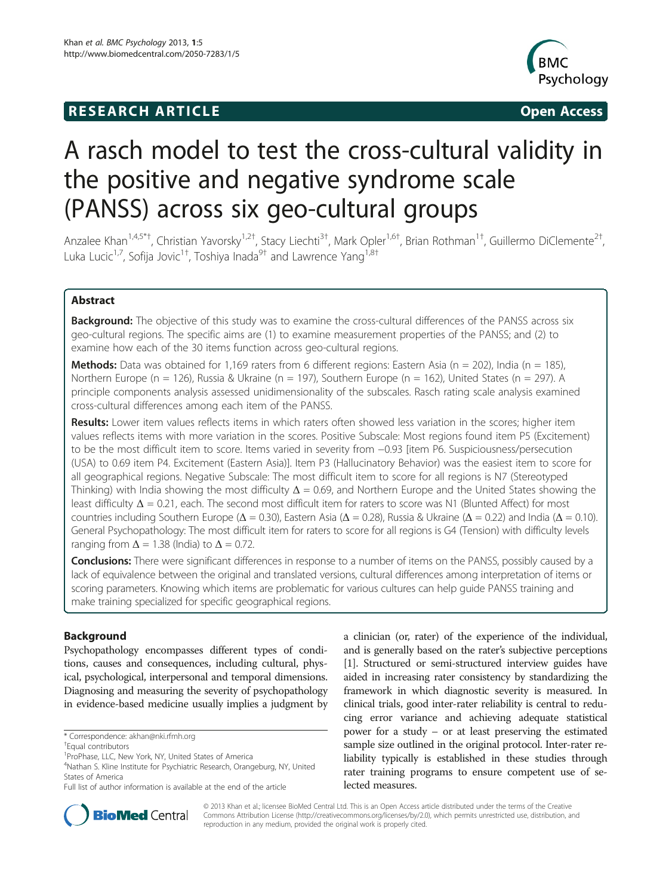**RESEARCH ARTICLE** **Open Access**

# A rasch model to test the cross-cultural validity in the positive and negative syndrome scale (PANSS) across six geo-cultural groups

Anzalee Khan[1,4,5*†], Christian Yavorsky[1,2†], Stacy Liechti[3†], Mark Opler[1,6†], Brian Rothman[1†], Guillermo DiClemente[2†], Luka Lucic[1,7], Sofija Jovic[1†], Toshiya Inada[9†] and Lawrence Yang[1,8†]

## Abstract

**Background:** The objective of this study was to examine the cross-cultural differences of the PANSS across six geo-cultural regions. The specific aims are (1) to examine measurement properties of the PANSS; and (2) to examine how each of the 30 items function across geo-cultural regions.

**Methods:** Data was obtained for 1,169 raters from 6 different regions: Eastern Asia (n = 202), India (n = 185), Northern Europe (n = 126), Russia & Ukraine (n = 197), Southern Europe (n = 162), United States (n = 297). A principle components analysis assessed unidimensionality of the subscales. Rasch rating scale analysis examined cross-cultural differences among each item of the PANSS.

**Results:** Lower item values reflects items in which raters often showed less variation in the scores; higher item values reflects items with more variation in the scores. Positive Subscale: Most regions found item P5 (Excitement) to be the most difficult item to score. Items varied in severity from −0.93 [item P6. Suspiciousness/persecution (USA) to 0.69 item P4. Excitement (Eastern Asia)]. Item P3 (Hallucinatory Behavior) was the easiest item to score for all geographical regions. Negative Subscale: The most difficult item to score for all regions is N7 (Stereotyped Thinking) with India showing the most difficulty Δ = 0.69, and Northern Europe and the United States showing the least difficulty Δ = 0.21, each. The second most difficult item for raters to score was N1 (Blunted Affect) for most countries including Southern Europe (Δ = 0.30), Eastern Asia (Δ = 0.28), Russia & Ukraine (Δ = 0.22) and India (Δ = 0.10). General Psychopathology: The most difficult item for raters to score for all regions is G4 (Tension) with difficulty levels ranging from Δ = 1.38 (India) to Δ = 0.72.

**Conclusions:** There were significant differences in response to a number of items on the PANSS, possibly caused by a lack of equivalence between the original and translated versions, cultural differences among interpretation of items or scoring parameters. Knowing which items are problematic for various cultures can help guide PANSS training and make training specialized for specific geographical regions.

## Background

Psychopathology encompasses different types of conditions, causes and consequences, including cultural, physical, psychological, interpersonal and temporal dimensions. Diagnosing and measuring the severity of psychopathology in evidence-based medicine usually implies a judgment by a clinician (or, rater) of the experience of the individual, and is generally based on the rater's subjective perceptions [1]. Structured or semi-structured interview guides have aided in increasing rater consistency by standardizing the framework in which diagnostic severity is measured. In clinical trials, good inter-rater reliability is central to reducing error variance and achieving adequate statistical power for a study – or at least preserving the estimated sample size outlined in the original protocol. Inter-rater reliability typically is established in these studies through rater training programs to ensure competent use of selected measures.

\* Correspondence: akhan@nki.rfmh.org

†Equal contributors

[1]ProPhase, LLC, New York, NY, United States of America

[4]Nathan S. Kline Institute for Psychiatric Research, Orangeburg, NY, United States of America

Full list of author information is available at the end of the article

© 2013 Khan et al.; licensee BioMed Central Ltd. This is an Open Access article distributed under the terms of the Creative Commons Attribution License (http://creativecommons.org/licenses/by/2.0), which permits unrestricted use, distribution, and reproduction in any medium, provided the original work is properly cited.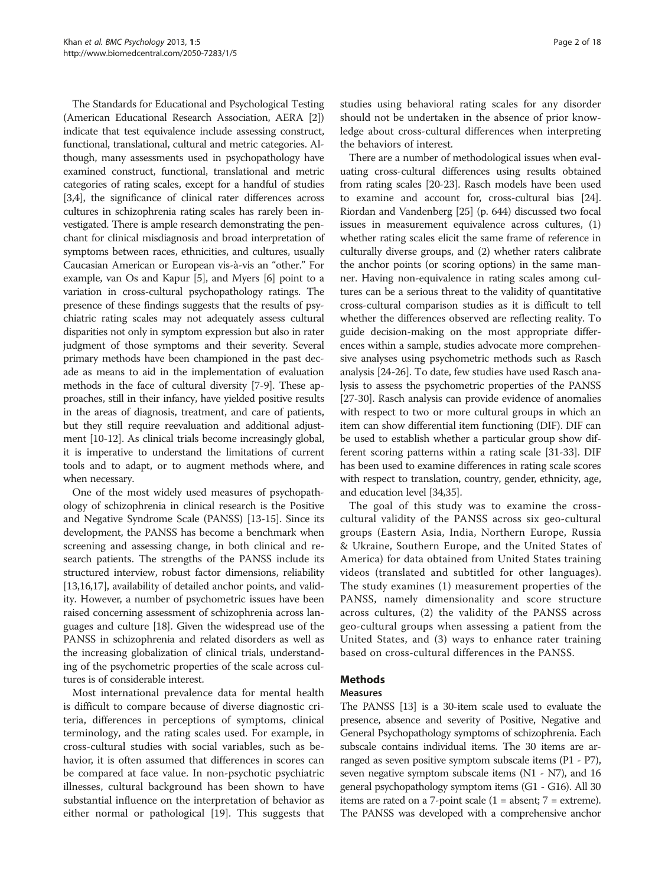The Standards for Educational and Psychological Testing (American Educational Research Association, AERA [2]) indicate that test equivalence include assessing construct, functional, translational, cultural and metric categories. Although, many assessments used in psychopathology have examined construct, functional, translational and metric categories of rating scales, except for a handful of studies [3,4], the significance of clinical rater differences across cultures in schizophrenia rating scales has rarely been investigated. There is ample research demonstrating the penchant for clinical misdiagnosis and broad interpretation of symptoms between races, ethnicities, and cultures, usually Caucasian American or European vis-à-vis an "other." For example, van Os and Kapur [5], and Myers [6] point to a variation in cross-cultural psychopathology ratings. The presence of these findings suggests that the results of psychiatric rating scales may not adequately assess cultural disparities not only in symptom expression but also in rater judgment of those symptoms and their severity. Several primary methods have been championed in the past decade as means to aid in the implementation of evaluation methods in the face of cultural diversity [7-9]. These approaches, still in their infancy, have yielded positive results in the areas of diagnosis, treatment, and care of patients, but they still require reevaluation and additional adjustment [10-12]. As clinical trials become increasingly global, it is imperative to understand the limitations of current tools and to adapt, or to augment methods where, and when necessary.

One of the most widely used measures of psychopathology of schizophrenia in clinical research is the Positive and Negative Syndrome Scale (PANSS) [13-15]. Since its development, the PANSS has become a benchmark when screening and assessing change, in both clinical and research patients. The strengths of the PANSS include its structured interview, robust factor dimensions, reliability [13,16,17], availability of detailed anchor points, and validity. However, a number of psychometric issues have been raised concerning assessment of schizophrenia across languages and culture [18]. Given the widespread use of the PANSS in schizophrenia and related disorders as well as the increasing globalization of clinical trials, understanding of the psychometric properties of the scale across cultures is of considerable interest.

Most international prevalence data for mental health is difficult to compare because of diverse diagnostic criteria, differences in perceptions of symptoms, clinical terminology, and the rating scales used. For example, in cross-cultural studies with social variables, such as behavior, it is often assumed that differences in scores can be compared at face value. In non-psychotic psychiatric illnesses, cultural background has been shown to have substantial influence on the interpretation of behavior as either normal or pathological [19]. This suggests that studies using behavioral rating scales for any disorder should not be undertaken in the absence of prior knowledge about cross-cultural differences when interpreting the behaviors of interest.

There are a number of methodological issues when evaluating cross-cultural differences using results obtained from rating scales [20-23]. Rasch models have been used to examine and account for, cross-cultural bias [24]. Riordan and Vandenberg [25] (p. 644) discussed two focal issues in measurement equivalence across cultures, (1) whether rating scales elicit the same frame of reference in culturally diverse groups, and (2) whether raters calibrate the anchor points (or scoring options) in the same manner. Having non-equivalence in rating scales among cultures can be a serious threat to the validity of quantitative cross-cultural comparison studies as it is difficult to tell whether the differences observed are reflecting reality. To guide decision-making on the most appropriate differences within a sample, studies advocate more comprehensive analyses using psychometric methods such as Rasch analysis [24-26]. To date, few studies have used Rasch analysis to assess the psychometric properties of the PANSS [27-30]. Rasch analysis can provide evidence of anomalies with respect to two or more cultural groups in which an item can show differential item functioning (DIF). DIF can be used to establish whether a particular group show different scoring patterns within a rating scale [31-33]. DIF has been used to examine differences in rating scale scores with respect to translation, country, gender, ethnicity, age, and education level [34,35].

The goal of this study was to examine the cross-cultural validity of the PANSS across six geo-cultural groups (Eastern Asia, India, Northern Europe, Russia & Ukraine, Southern Europe, and the United States of America) for data obtained from United States training videos (translated and subtitled for other languages). The study examines (1) measurement properties of the PANSS, namely dimensionality and score structure across cultures, (2) the validity of the PANSS across geo-cultural groups when assessing a patient from the United States, and (3) ways to enhance rater training based on cross-cultural differences in the PANSS.

## Methods

### Measures

The PANSS [13] is a 30-item scale used to evaluate the presence, absence and severity of Positive, Negative and General Psychopathology symptoms of schizophrenia. Each subscale contains individual items. The 30 items are arranged as seven positive symptom subscale items (P1 - P7), seven negative symptom subscale items (N1 - N7), and 16 general psychopathology symptom items (G1 - G16). All 30 items are rated on a 7-point scale (1 = absent; 7 = extreme). The PANSS was developed with a comprehensive anchor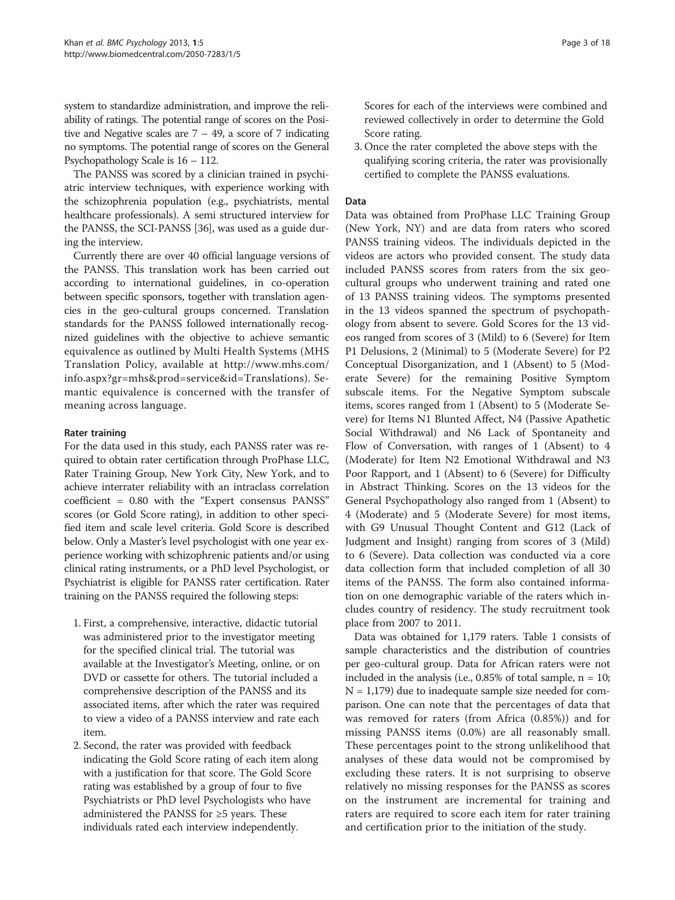system to standardize administration, and improve the reliability of ratings. The potential range of scores on the Positive and Negative scales are 7 – 49, a score of 7 indicating no symptoms. The potential range of scores on the General Psychopathology Scale is 16 – 112.

The PANSS was scored by a clinician trained in psychiatric interview techniques, with experience working with the schizophrenia population (e.g., psychiatrists, mental healthcare professionals). A semi structured interview for the PANSS, the SCI-PANSS [36], was used as a guide during the interview.

Currently there are over 40 official language versions of the PANSS. This translation work has been carried out according to international guidelines, in co-operation between specific sponsors, together with translation agencies in the geo-cultural groups concerned. Translation standards for the PANSS followed internationally recognized guidelines with the objective to achieve semantic equivalence as outlined by Multi Health Systems (MHS Translation Policy, available at http://www.mhs.com/info.aspx?gr=mhs&prod=service&id=Translations). Semantic equivalence is concerned with the transfer of meaning across language.

### Rater training

For the data used in this study, each PANSS rater was required to obtain rater certification through ProPhase LLC, Rater Training Group, New York City, New York, and to achieve interrater reliability with an intraclass correlation coefficient = 0.80 with the "Expert consensus PANSS" scores (or Gold Score rating), in addition to other specified item and scale level criteria. Gold Score is described below. Only a Master's level psychologist with one year experience working with schizophrenic patients and/or using clinical rating instruments, or a PhD level Psychologist, or Psychiatrist is eligible for PANSS rater certification. Rater training on the PANSS required the following steps:

1. First, a comprehensive, interactive, didactic tutorial was administered prior to the investigator meeting for the specified clinical trial. The tutorial was available at the Investigator's Meeting, online, or on DVD or cassette for others. The tutorial included a comprehensive description of the PANSS and its associated items, after which the rater was required to view a video of a PANSS interview and rate each item.
2. Second, the rater was provided with feedback indicating the Gold Score rating of each item along with a justification for that score. The Gold Score rating was established by a group of four to five Psychiatrists or PhD level Psychologists who have administered the PANSS for ≥5 years. These individuals rated each interview independently. Scores for each of the interviews were combined and reviewed collectively in order to determine the Gold Score rating.
3. Once the rater completed the above steps with the qualifying scoring criteria, the rater was provisionally certified to complete the PANSS evaluations.

### Data

Data was obtained from ProPhase LLC Training Group (New York, NY) and are data from raters who scored PANSS training videos. The individuals depicted in the videos are actors who provided consent. The study data included PANSS scores from raters from the six geo-cultural groups who underwent training and rated one of 13 PANSS training videos. The symptoms presented in the 13 videos spanned the spectrum of psychopathology from absent to severe. Gold Scores for the 13 videos ranged from scores of 3 (Mild) to 6 (Severe) for Item P1 Delusions, 2 (Minimal) to 5 (Moderate Severe) for P2 Conceptual Disorganization, and 1 (Absent) to 5 (Moderate Severe) for the remaining Positive Symptom subscale items. For the Negative Symptom subscale items, scores ranged from 1 (Absent) to 5 (Moderate Severe) for Items N1 Blunted Affect, N4 (Passive Apathetic Social Withdrawal) and N6 Lack of Spontaneity and Flow of Conversation, with ranges of 1 (Absent) to 4 (Moderate) for Item N2 Emotional Withdrawal and N3 Poor Rapport, and 1 (Absent) to 6 (Severe) for Difficulty in Abstract Thinking. Scores on the 13 videos for the General Psychopathology also ranged from 1 (Absent) to 4 (Moderate) and 5 (Moderate Severe) for most items, with G9 Unusual Thought Content and G12 (Lack of Judgment and Insight) ranging from scores of 3 (Mild) to 6 (Severe). Data collection was conducted via a core data collection form that included completion of all 30 items of the PANSS. The form also contained information on one demographic variable of the raters which includes country of residency. The study recruitment took place from 2007 to 2011.

Data was obtained for 1,179 raters. Table 1 consists of sample characteristics and the distribution of countries per geo-cultural group. Data for African raters were not included in the analysis (i.e., 0.85% of total sample, n = 10; N = 1,179) due to inadequate sample size needed for comparison. One can note that the percentages of data that was removed for raters (from Africa (0.85%)) and for missing PANSS items (0.0%) are all reasonably small. These percentages point to the strong unlikelihood that analyses of these data would not be compromised by excluding these raters. It is not surprising to observe relatively no missing responses for the PANSS as scores on the instrument are incremental for training and raters are required to score each item for rater training and certification prior to the initiation of the study.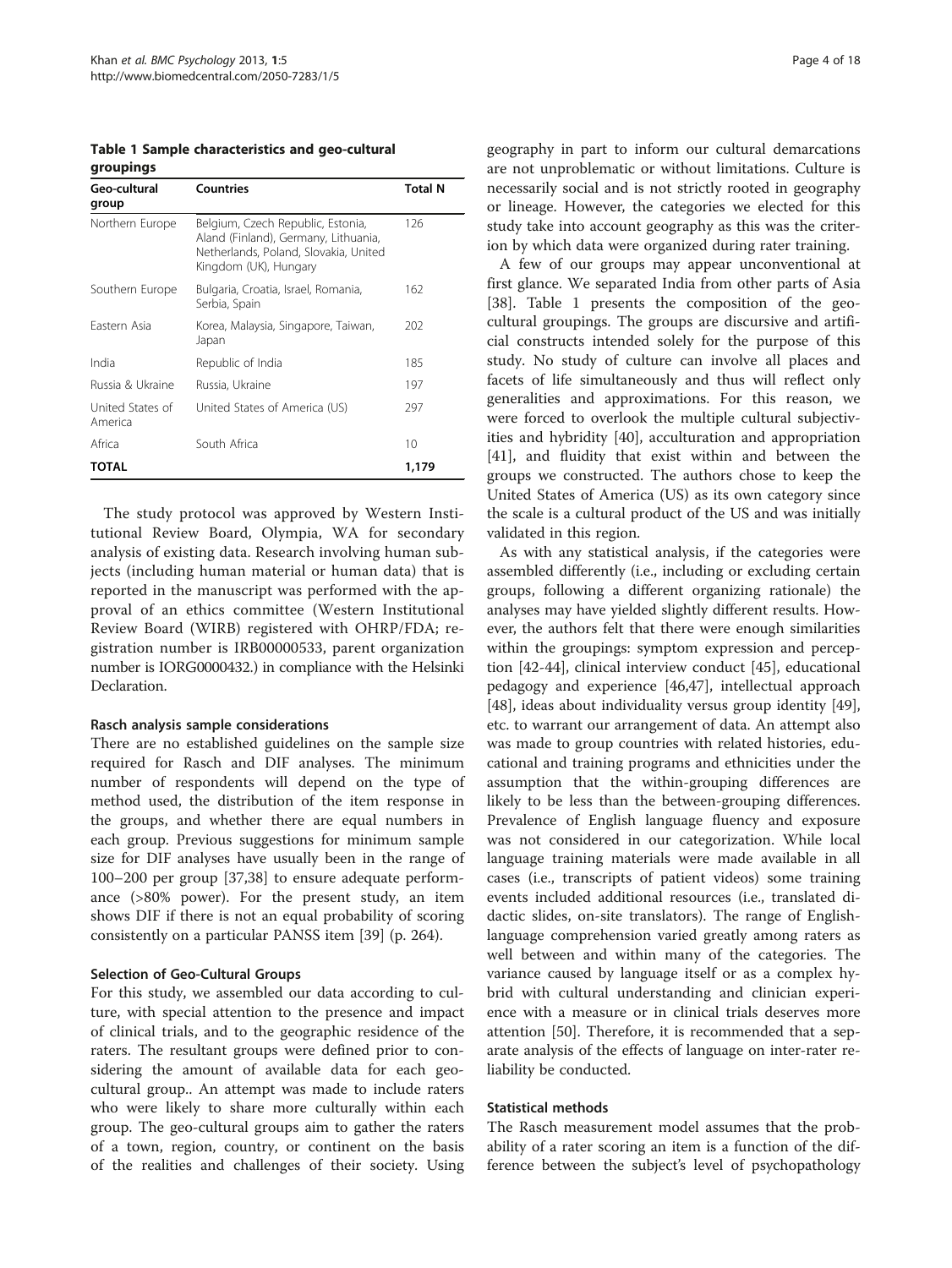**Table 1 Sample characteristics and geo-cultural groupings**

| Geo-cultural group | Countries | Total N |
|---|---|---|
| Northern Europe | Belgium, Czech Republic, Estonia, Aland (Finland), Germany, Lithuania, Netherlands, Poland, Slovakia, United Kingdom (UK), Hungary | 126 |
| Southern Europe | Bulgaria, Croatia, Israel, Romania, Serbia, Spain | 162 |
| Eastern Asia | Korea, Malaysia, Singapore, Taiwan, Japan | 202 |
| India | Republic of India | 185 |
| Russia & Ukraine | Russia, Ukraine | 197 |
| United States of America | United States of America (US) | 297 |
| Africa | South Africa | 10 |
| **TOTAL** | | **1,179** |

The study protocol was approved by Western Institutional Review Board, Olympia, WA for secondary analysis of existing data. Research involving human subjects (including human material or human data) that is reported in the manuscript was performed with the approval of an ethics committee (Western Institutional Review Board (WIRB) registered with OHRP/FDA; registration number is IRB00000533, parent organization number is IORG0000432.) in compliance with the Helsinki Declaration.

### Rasch analysis sample considerations

There are no established guidelines on the sample size required for Rasch and DIF analyses. The minimum number of respondents will depend on the type of method used, the distribution of the item response in the groups, and whether there are equal numbers in each group. Previous suggestions for minimum sample size for DIF analyses have usually been in the range of 100–200 per group [37,38] to ensure adequate performance (>80% power). For the present study, an item shows DIF if there is not an equal probability of scoring consistently on a particular PANSS item [39] (p. 264).

### Selection of Geo-Cultural Groups

For this study, we assembled our data according to culture, with special attention to the presence and impact of clinical trials, and to the geographic residence of the raters. The resultant groups were defined prior to considering the amount of available data for each geo-cultural group.. An attempt was made to include raters who were likely to share more culturally within each group. The geo-cultural groups aim to gather the raters of a town, region, country, or continent on the basis of the realities and challenges of their society. Using geography in part to inform our cultural demarcations are not unproblematic or without limitations. Culture is necessarily social and is not strictly rooted in geography or lineage. However, the categories we elected for this study take into account geography as this was the criterion by which data were organized during rater training.

A few of our groups may appear unconventional at first glance. We separated India from other parts of Asia [38]. Table 1 presents the composition of the geo-cultural groupings. The groups are discursive and artificial constructs intended solely for the purpose of this study. No study of culture can involve all places and facets of life simultaneously and thus will reflect only generalities and approximations. For this reason, we were forced to overlook the multiple cultural subjectivities and hybridity [40], acculturation and appropriation [41], and fluidity that exist within and between the groups we constructed. The authors chose to keep the United States of America (US) as its own category since the scale is a cultural product of the US and was initially validated in this region.

As with any statistical analysis, if the categories were assembled differently (i.e., including or excluding certain groups, following a different organizing rationale) the analyses may have yielded slightly different results. However, the authors felt that there were enough similarities within the groupings: symptom expression and perception [42-44], clinical interview conduct [45], educational pedagogy and experience [46,47], intellectual approach [48], ideas about individuality versus group identity [49], etc. to warrant our arrangement of data. An attempt also was made to group countries with related histories, educational and training programs and ethnicities under the assumption that the within-grouping differences are likely to be less than the between-grouping differences. Prevalence of English language fluency and exposure was not considered in our categorization. While local language training materials were made available in all cases (i.e., transcripts of patient videos) some training events included additional resources (i.e., translated didactic slides, on-site translators). The range of English-language comprehension varied greatly among raters as well between and within many of the categories. The variance caused by language itself or as a complex hybrid with cultural understanding and clinician experience with a measure or in clinical trials deserves more attention [50]. Therefore, it is recommended that a separate analysis of the effects of language on inter-rater reliability be conducted.

### Statistical methods

The Rasch measurement model assumes that the probability of a rater scoring an item is a function of the difference between the subject's level of psychopathology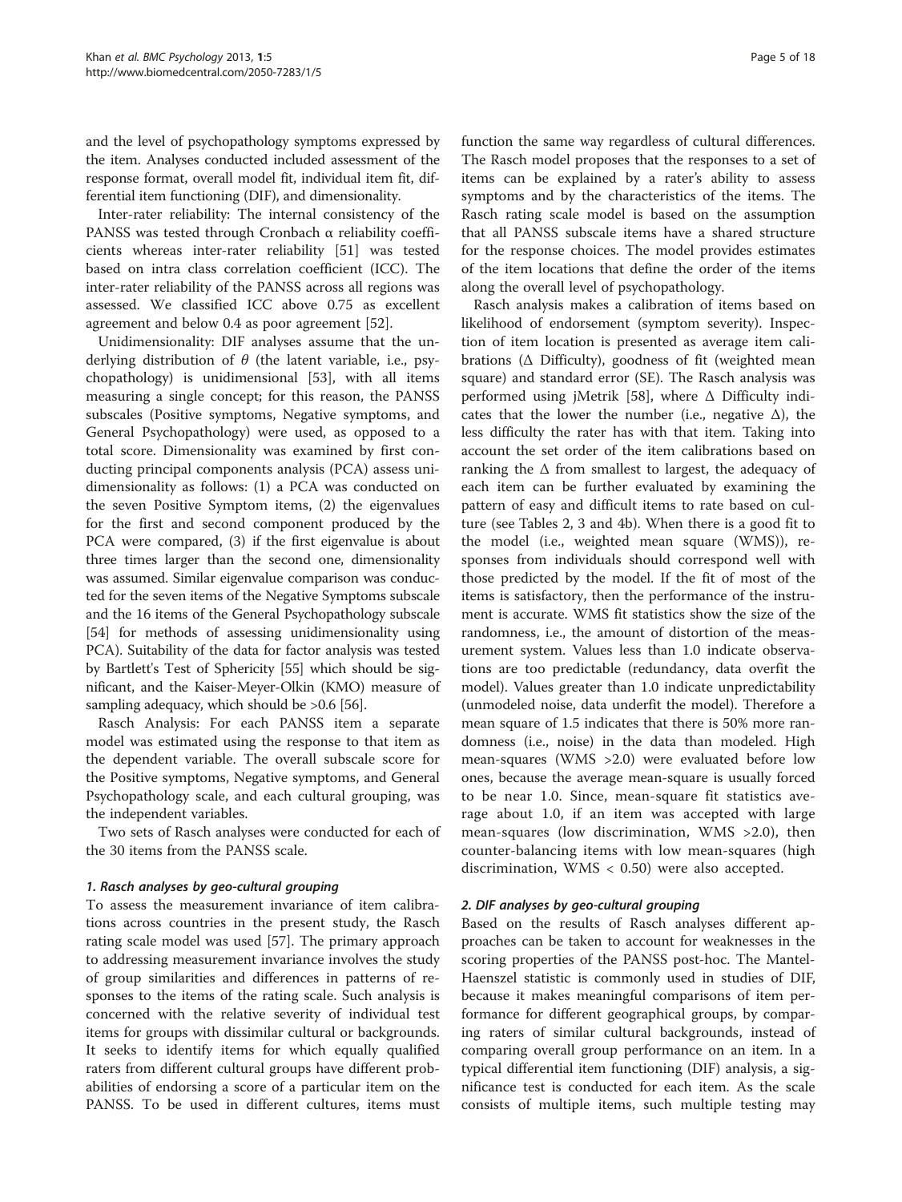and the level of psychopathology symptoms expressed by the item. Analyses conducted included assessment of the response format, overall model fit, individual item fit, differential item functioning (DIF), and dimensionality.

Inter-rater reliability: The internal consistency of the PANSS was tested through Cronbach α reliability coefficients whereas inter-rater reliability [51] was tested based on intra class correlation coefficient (ICC). The inter-rater reliability of the PANSS across all regions was assessed. We classified ICC above 0.75 as excellent agreement and below 0.4 as poor agreement [52].

Unidimensionality: DIF analyses assume that the underlying distribution of $\theta$ (the latent variable, i.e., psychopathology) is unidimensional [53], with all items measuring a single concept; for this reason, the PANSS subscales (Positive symptoms, Negative symptoms, and General Psychopathology) were used, as opposed to a total score. Dimensionality was examined by first conducting principal components analysis (PCA) assess unidimensionality as follows: (1) a PCA was conducted on the seven Positive Symptom items, (2) the eigenvalues for the first and second component produced by the PCA were compared, (3) if the first eigenvalue is about three times larger than the second one, dimensionality was assumed. Similar eigenvalue comparison was conducted for the seven items of the Negative Symptoms subscale and the 16 items of the General Psychopathology subscale [54] for methods of assessing unidimensionality using PCA). Suitability of the data for factor analysis was tested by Bartlett's Test of Sphericity [55] which should be significant, and the Kaiser-Meyer-Olkin (KMO) measure of sampling adequacy, which should be >0.6 [56].

Rasch Analysis: For each PANSS item a separate model was estimated using the response to that item as the dependent variable. The overall subscale score for the Positive symptoms, Negative symptoms, and General Psychopathology scale, and each cultural grouping, was the independent variables.

Two sets of Rasch analyses were conducted for each of the 30 items from the PANSS scale.

#### *1. Rasch analyses by geo-cultural grouping*

To assess the measurement invariance of item calibrations across countries in the present study, the Rasch rating scale model was used [57]. The primary approach to addressing measurement invariance involves the study of group similarities and differences in patterns of responses to the items of the rating scale. Such analysis is concerned with the relative severity of individual test items for groups with dissimilar cultural or backgrounds. It seeks to identify items for which equally qualified raters from different cultural groups have different probabilities of endorsing a score of a particular item on the PANSS. To be used in different cultures, items must function the same way regardless of cultural differences. The Rasch model proposes that the responses to a set of items can be explained by a rater's ability to assess symptoms and by the characteristics of the items. The Rasch rating scale model is based on the assumption that all PANSS subscale items have a shared structure for the response choices. The model provides estimates of the item locations that define the order of the items along the overall level of psychopathology.

Rasch analysis makes a calibration of items based on likelihood of endorsement (symptom severity). Inspection of item location is presented as average item calibrations (Δ Difficulty), goodness of fit (weighted mean square) and standard error (SE). The Rasch analysis was performed using jMetrik [58], where Δ Difficulty indicates that the lower the number (i.e., negative Δ), the less difficulty the rater has with that item. Taking into account the set order of the item calibrations based on ranking the Δ from smallest to largest, the adequacy of each item can be further evaluated by examining the pattern of easy and difficult items to rate based on culture (see Tables 2, 3 and 4b). When there is a good fit to the model (i.e., weighted mean square (WMS)), responses from individuals should correspond well with those predicted by the model. If the fit of most of the items is satisfactory, then the performance of the instrument is accurate. WMS fit statistics show the size of the randomness, i.e., the amount of distortion of the measurement system. Values less than 1.0 indicate observations are too predictable (redundancy, data overfit the model). Values greater than 1.0 indicate unpredictability (unmodeled noise, data underfit the model). Therefore a mean square of 1.5 indicates that there is 50% more randomness (i.e., noise) in the data than modeled. High mean-squares (WMS >2.0) were evaluated before low ones, because the average mean-square is usually forced to be near 1.0. Since, mean-square fit statistics average about 1.0, if an item was accepted with large mean-squares (low discrimination, WMS >2.0), then counter-balancing items with low mean-squares (high discrimination, WMS < 0.50) were also accepted.

#### *2. DIF analyses by geo-cultural grouping*

Based on the results of Rasch analyses different approaches can be taken to account for weaknesses in the scoring properties of the PANSS post-hoc. The Mantel-Haenszel statistic is commonly used in studies of DIF, because it makes meaningful comparisons of item performance for different geographical groups, by comparing raters of similar cultural backgrounds, instead of comparing overall group performance on an item. In a typical differential item functioning (DIF) analysis, a significance test is conducted for each item. As the scale consists of multiple items, such multiple testing may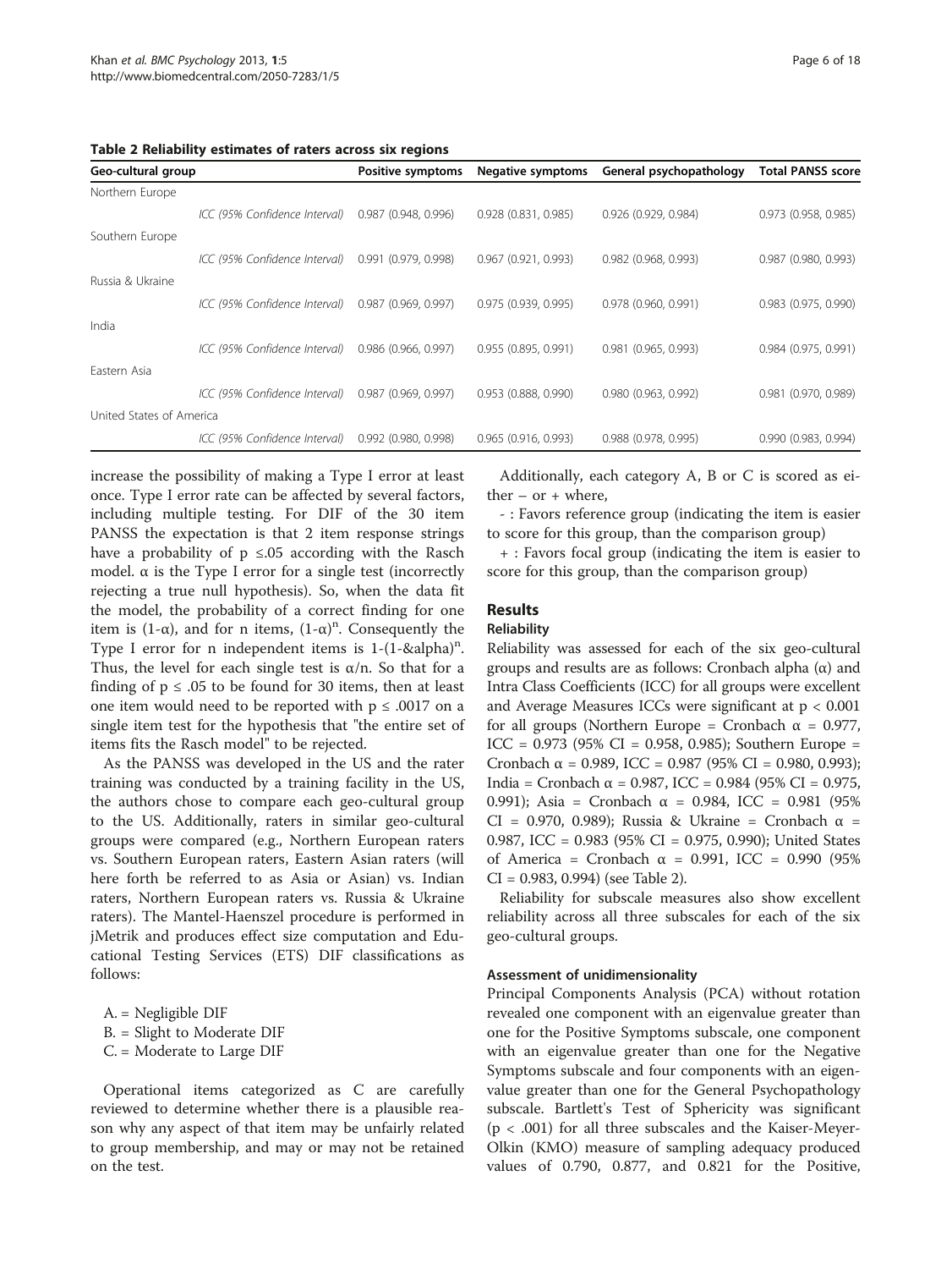**Table 2 Reliability estimates of raters across six regions**

| Geo-cultural group | | Positive symptoms | Negative symptoms | General psychopathology | Total PANSS score |
|---|---|---|---|---|---|
| Northern Europe | | | | | |
| | *ICC (95% Confidence Interval)* | 0.987 (0.948, 0.996) | 0.928 (0.831, 0.985) | 0.926 (0.929, 0.984) | 0.973 (0.958, 0.985) |
| Southern Europe | | | | | |
| | *ICC (95% Confidence Interval)* | 0.991 (0.979, 0.998) | 0.967 (0.921, 0.993) | 0.982 (0.968, 0.993) | 0.987 (0.980, 0.993) |
| Russia & Ukraine | | | | | |
| | *ICC (95% Confidence Interval)* | 0.987 (0.969, 0.997) | 0.975 (0.939, 0.995) | 0.978 (0.960, 0.991) | 0.983 (0.975, 0.990) |
| India | | | | | |
| | *ICC (95% Confidence Interval)* | 0.986 (0.966, 0.997) | 0.955 (0.895, 0.991) | 0.981 (0.965, 0.993) | 0.984 (0.975, 0.991) |
| Eastern Asia | | | | | |
| | *ICC (95% Confidence Interval)* | 0.987 (0.969, 0.997) | 0.953 (0.888, 0.990) | 0.980 (0.963, 0.992) | 0.981 (0.970, 0.989) |
| United States of America | | | | | |
| | *ICC (95% Confidence Interval)* | 0.992 (0.980, 0.998) | 0.965 (0.916, 0.993) | 0.988 (0.978, 0.995) | 0.990 (0.983, 0.994) |

increase the possibility of making a Type I error at least once. Type I error rate can be affected by several factors, including multiple testing. For DIF of the 30 item PANSS the expectation is that 2 item response strings have a probability of $p \leq .05$ according with the Rasch model. α is the Type I error for a single test (incorrectly rejecting a true null hypothesis). So, when the data fit the model, the probability of a correct finding for one item is $(1-\alpha)$, and for n items, $(1-\alpha)^n$. Consequently the Type I error for n independent items is 1-(1-&alpha)$^n$. Thus, the level for each single test is $\alpha/n$. So that for a finding of $p \leq .05$ to be found for 30 items, then at least one item would need to be reported with $p \leq .0017$ on a single item test for the hypothesis that "the entire set of items fits the Rasch model" to be rejected.

As the PANSS was developed in the US and the rater training was conducted by a training facility in the US, the authors chose to compare each geo-cultural group to the US. Additionally, raters in similar geo-cultural groups were compared (e.g., Northern European raters vs. Southern European raters, Eastern Asian raters (will here forth be referred to as Asia or Asian) vs. Indian raters, Northern European raters vs. Russia & Ukraine raters). The Mantel-Haenszel procedure is performed in jMetrik and produces effect size computation and Educational Testing Services (ETS) DIF classifications as follows:

A. = Negligible DIF
B. = Slight to Moderate DIF
C. = Moderate to Large DIF

Operational items categorized as C are carefully reviewed to determine whether there is a plausible reason why any aspect of that item may be unfairly related to group membership, and may or may not be retained on the test.

Additionally, each category A, B or C is scored as either – or + where,

- : Favors reference group (indicating the item is easier to score for this group, than the comparison group)

+ : Favors focal group (indicating the item is easier to score for this group, than the comparison group)

## Results

### Reliability

Reliability was assessed for each of the six geo-cultural groups and results are as follows: Cronbach alpha (α) and Intra Class Coefficients (ICC) for all groups were excellent and Average Measures ICCs were significant at $p < 0.001$ for all groups (Northern Europe = Cronbach α = 0.977, ICC = 0.973 (95% CI = 0.958, 0.985); Southern Europe = Cronbach α = 0.989, ICC = 0.987 (95% CI = 0.980, 0.993); India = Cronbach α = 0.987, ICC = 0.984 (95% CI = 0.975, 0.991); Asia = Cronbach α = 0.984, ICC = 0.981 (95% CI = 0.970, 0.989); Russia & Ukraine = Cronbach α = 0.987, ICC = 0.983 (95% CI = 0.975, 0.990); United States of America = Cronbach α = 0.991, ICC = 0.990 (95% CI = 0.983, 0.994) (see Table 2).

Reliability for subscale measures also show excellent reliability across all three subscales for each of the six geo-cultural groups.

#### Assessment of unidimensionality

Principal Components Analysis (PCA) without rotation revealed one component with an eigenvalue greater than one for the Positive Symptoms subscale, one component with an eigenvalue greater than one for the Negative Symptoms subscale and four components with an eigenvalue greater than one for the General Psychopathology subscale. Bartlett's Test of Sphericity was significant ($p < .001$) for all three subscales and the Kaiser-Meyer-Olkin (KMO) measure of sampling adequacy produced values of 0.790, 0.877, and 0.821 for the Positive,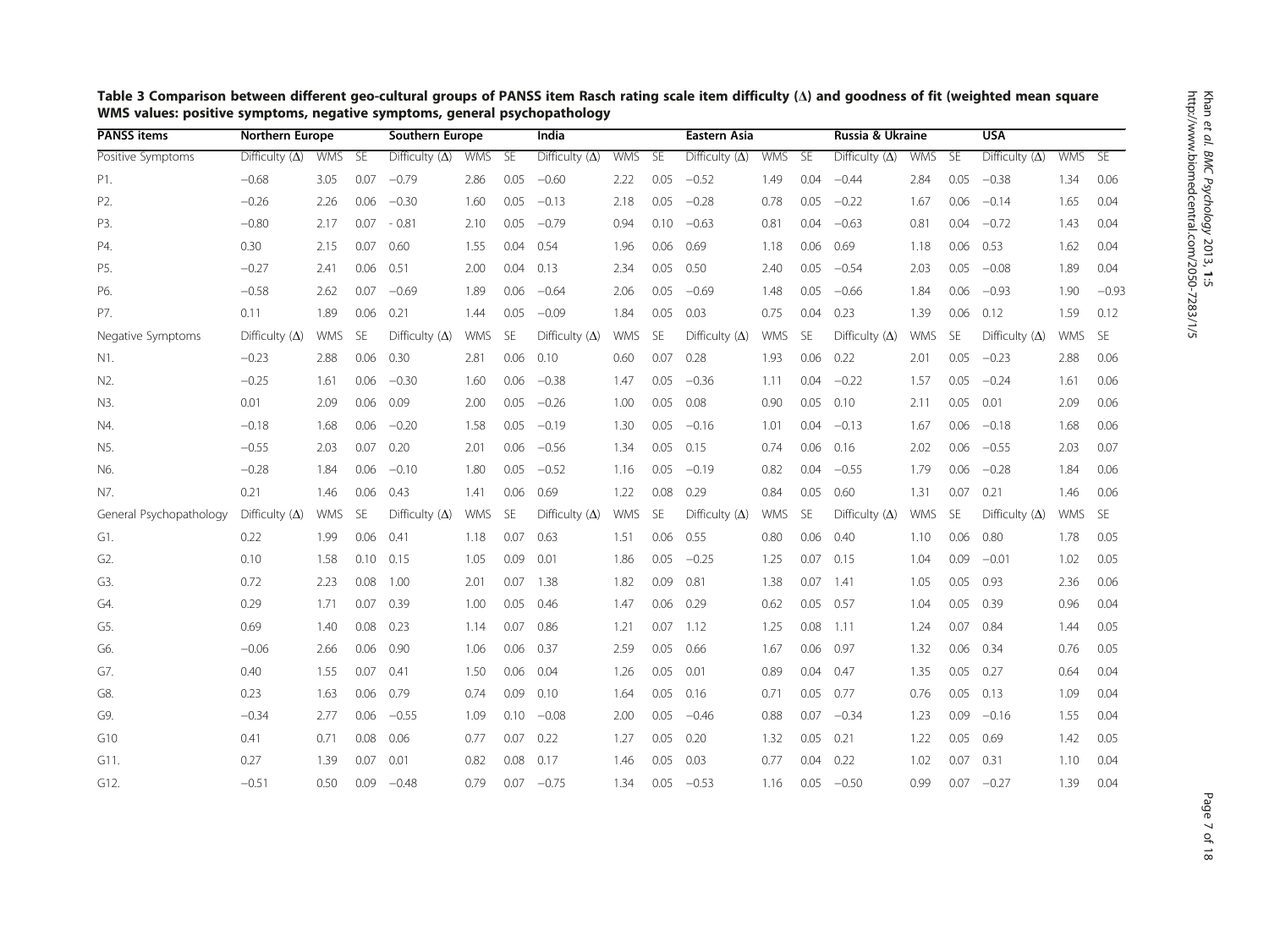**Table 3 Comparison between different geo-cultural groups of PANSS item Rasch rating scale item difficulty (Δ) and goodness of fit (weighted mean square WMS values: positive symptoms, negative symptoms, general psychopathology**

| PANSS items | Northern Europe | | | Southern Europe | | | India | | | Eastern Asia | | | Russia & Ukraine | | | USA | | |
|---|---|---|---|---|---|---|---|---|---|---|---|---|---|---|---|---|---|---|
| Positive Symptoms | Difficulty (Δ) | WMS | SE | Difficulty (Δ) | WMS | SE | Difficulty (Δ) | WMS | SE | Difficulty (Δ) | WMS | SE | Difficulty (Δ) | WMS | SE | Difficulty (Δ) | WMS | SE |
| P1. | −0.68 | 3.05 | 0.07 | −0.79 | 2.86 | 0.05 | −0.60 | 2.22 | 0.05 | −0.52 | 1.49 | 0.04 | −0.44 | 2.84 | 0.05 | −0.38 | 1.34 | 0.06 |
| P2. | −0.26 | 2.26 | 0.06 | −0.30 | 1.60 | 0.05 | −0.13 | 2.18 | 0.05 | −0.28 | 0.78 | 0.05 | −0.22 | 1.67 | 0.06 | −0.14 | 1.65 | 0.04 |
| P3. | −0.80 | 2.17 | 0.07 | - 0.81 | 2.10 | 0.05 | −0.79 | 0.94 | 0.10 | −0.63 | 0.81 | 0.04 | −0.63 | 0.81 | 0.04 | −0.72 | 1.43 | 0.04 |
| P4. | 0.30 | 2.15 | 0.07 | 0.60 | 1.55 | 0.04 | 0.54 | 1.96 | 0.06 | 0.69 | 1.18 | 0.06 | 0.69 | 1.18 | 0.06 | 0.53 | 1.62 | 0.04 |
| P5. | −0.27 | 2.41 | 0.06 | 0.51 | 2.00 | 0.04 | 0.13 | 2.34 | 0.05 | 0.50 | 2.40 | 0.05 | −0.54 | 2.03 | 0.05 | −0.08 | 1.89 | 0.04 |
| P6. | −0.58 | 2.62 | 0.07 | −0.69 | 1.89 | 0.06 | −0.64 | 2.06 | 0.05 | −0.69 | 1.48 | 0.05 | −0.66 | 1.84 | 0.06 | −0.93 | 1.90 | −0.93 |
| P7. | 0.11 | 1.89 | 0.06 | 0.21 | 1.44 | 0.05 | −0.09 | 1.84 | 0.05 | 0.03 | 0.75 | 0.04 | 0.23 | 1.39 | 0.06 | 0.12 | 1.59 | 0.12 |
| Negative Symptoms | Difficulty (Δ) | WMS | SE | Difficulty (Δ) | WMS | SE | Difficulty (Δ) | WMS | SE | Difficulty (Δ) | WMS | SE | Difficulty (Δ) | WMS | SE | Difficulty (Δ) | WMS | SE |
| N1. | −0.23 | 2.88 | 0.06 | 0.30 | 2.81 | 0.06 | 0.10 | 0.60 | 0.07 | 0.28 | 1.93 | 0.06 | 0.22 | 2.01 | 0.05 | −0.23 | 2.88 | 0.06 |
| N2. | −0.25 | 1.61 | 0.06 | −0.30 | 1.60 | 0.06 | −0.38 | 1.47 | 0.05 | −0.36 | 1.11 | 0.04 | −0.22 | 1.57 | 0.05 | −0.24 | 1.61 | 0.06 |
| N3. | 0.01 | 2.09 | 0.06 | 0.09 | 2.00 | 0.05 | −0.26 | 1.00 | 0.05 | 0.08 | 0.90 | 0.05 | 0.10 | 2.11 | 0.05 | 0.01 | 2.09 | 0.06 |
| N4. | −0.18 | 1.68 | 0.06 | −0.20 | 1.58 | 0.05 | −0.19 | 1.30 | 0.05 | −0.16 | 1.01 | 0.04 | −0.13 | 1.67 | 0.06 | −0.18 | 1.68 | 0.06 |
| N5. | −0.55 | 2.03 | 0.07 | 0.20 | 2.01 | 0.06 | −0.56 | 1.34 | 0.05 | 0.15 | 0.74 | 0.06 | 0.16 | 2.02 | 0.06 | −0.55 | 2.03 | 0.07 |
| N6. | −0.28 | 1.84 | 0.06 | −0.10 | 1.80 | 0.05 | −0.52 | 1.16 | 0.05 | −0.19 | 0.82 | 0.04 | −0.55 | 1.79 | 0.06 | −0.28 | 1.84 | 0.06 |
| N7. | 0.21 | 1.46 | 0.06 | 0.43 | 1.41 | 0.06 | 0.69 | 1.22 | 0.08 | 0.29 | 0.84 | 0.05 | 0.60 | 1.31 | 0.07 | 0.21 | 1.46 | 0.06 |
| General Psychopathology | Difficulty (Δ) | WMS | SE | Difficulty (Δ) | WMS | SE | Difficulty (Δ) | WMS | SE | Difficulty (Δ) | WMS | SE | Difficulty (Δ) | WMS | SE | Difficulty (Δ) | WMS | SE |
| G1. | 0.22 | 1.99 | 0.06 | 0.41 | 1.18 | 0.07 | 0.63 | 1.51 | 0.06 | 0.55 | 0.80 | 0.06 | 0.40 | 1.10 | 0.06 | 0.80 | 1.78 | 0.05 |
| G2. | 0.10 | 1.58 | 0.10 | 0.15 | 1.05 | 0.09 | 0.01 | 1.86 | 0.05 | −0.25 | 1.25 | 0.07 | 0.15 | 1.04 | 0.09 | −0.01 | 1.02 | 0.05 |
| G3. | 0.72 | 2.23 | 0.08 | 1.00 | 2.01 | 0.07 | 1.38 | 1.82 | 0.09 | 0.81 | 1.38 | 0.07 | 1.41 | 1.05 | 0.05 | 0.93 | 2.36 | 0.06 |
| G4. | 0.29 | 1.71 | 0.07 | 0.39 | 1.00 | 0.05 | 0.46 | 1.47 | 0.06 | 0.29 | 0.62 | 0.05 | 0.57 | 1.04 | 0.05 | 0.39 | 0.96 | 0.04 |
| G5. | 0.69 | 1.40 | 0.08 | 0.23 | 1.14 | 0.07 | 0.86 | 1.21 | 0.07 | 1.12 | 1.25 | 0.08 | 1.11 | 1.24 | 0.07 | 0.84 | 1.44 | 0.05 |
| G6. | −0.06 | 2.66 | 0.06 | 0.90 | 1.06 | 0.06 | 0.37 | 2.59 | 0.05 | 0.66 | 1.67 | 0.06 | 0.97 | 1.32 | 0.06 | 0.34 | 0.76 | 0.05 |
| G7. | 0.40 | 1.55 | 0.07 | 0.41 | 1.50 | 0.06 | 0.04 | 1.26 | 0.05 | 0.01 | 0.89 | 0.04 | 0.47 | 1.35 | 0.05 | 0.27 | 0.64 | 0.04 |
| G8. | 0.23 | 1.63 | 0.06 | 0.79 | 0.74 | 0.09 | 0.10 | 1.64 | 0.05 | 0.16 | 0.71 | 0.05 | 0.77 | 0.76 | 0.05 | 0.13 | 1.09 | 0.04 |
| G9. | −0.34 | 2.77 | 0.06 | −0.55 | 1.09 | 0.10 | −0.08 | 2.00 | 0.05 | −0.46 | 0.88 | 0.07 | −0.34 | 1.23 | 0.09 | −0.16 | 1.55 | 0.04 |
| G10 | 0.41 | 0.71 | 0.08 | 0.06 | 0.77 | 0.07 | 0.22 | 1.27 | 0.05 | 0.20 | 1.32 | 0.05 | 0.21 | 1.22 | 0.05 | 0.69 | 1.42 | 0.05 |
| G11. | 0.27 | 1.39 | 0.07 | 0.01 | 0.82 | 0.08 | 0.17 | 1.46 | 0.05 | 0.03 | 0.77 | 0.04 | 0.22 | 1.02 | 0.07 | 0.31 | 1.10 | 0.04 |
| G12. | −0.51 | 0.50 | 0.09 | −0.48 | 0.79 | 0.07 | −0.75 | 1.34 | 0.05 | −0.53 | 1.16 | 0.05 | −0.50 | 0.99 | 0.07 | −0.27 | 1.39 | 0.04 |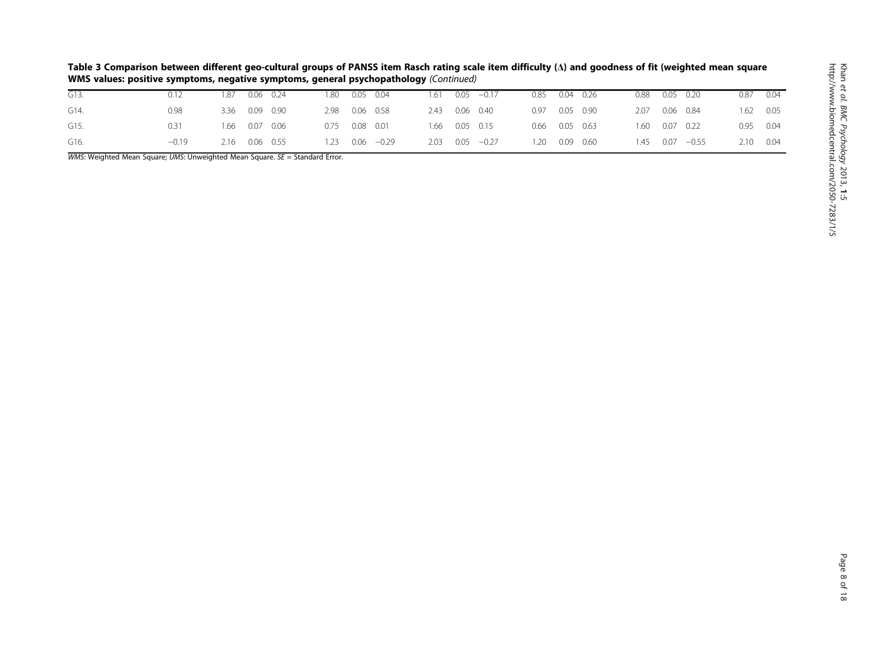**Table 3 Comparison between different geo-cultural groups of PANSS item Rasch rating scale item difficulty (Δ) and goodness of fit (weighted mean square WMS values: positive symptoms, negative symptoms, general psychopathology** *(Continued)*

| | | | | | | | | | | | | | | | | | | |
|---|---|---|---|---|---|---|---|---|---|---|---|---|---|---|---|---|---|---|
| G13. | 0.12 | 1.87 | 0.06 | 0.24 | 1.80 | 0.05 | 0.04 | 1.61 | 0.05 | −0.17 | 0.85 | 0.04 | 0.26 | 0.88 | 0.05 | 0.20 | 0.87 | 0.04 |
| G14. | 0.98 | 3.36 | 0.09 | 0.90 | 2.98 | 0.06 | 0.58 | 2.43 | 0.06 | 0.40 | 0.97 | 0.05 | 0.90 | 2.07 | 0.06 | 0.84 | 1.62 | 0.05 |
| G15. | 0.31 | 1.66 | 0.07 | 0.06 | 0.75 | 0.08 | 0.01 | 1.66 | 0.05 | 0.15 | 0.66 | 0.05 | 0.63 | 1.60 | 0.07 | 0.22 | 0.95 | 0.04 |
| G16. | −0.19 | 2.16 | 0.06 | 0.55 | 1.23 | 0.06 | −0.29 | 2.03 | 0.05 | −0.27 | 1.20 | 0.09 | 0.60 | 1.45 | 0.07 | −0.55 | 2.10 | 0.04 |

*WMS*: Weighted Mean Square; *UMS*: Unweighted Mean Square. *SE* = Standard Error.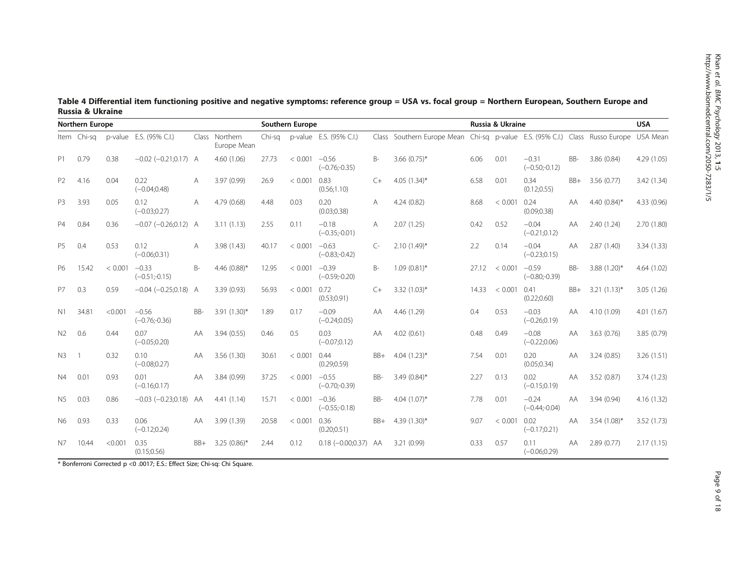**Table 4 Differential item functioning positive and negative symptoms: reference group = USA vs. focal group = Northern European, Southern Europe and Russia & Ukraine**

| Northern Europe | | | | | | Southern Europe | | | | | Russia & Ukraine | | | | | USA |
|---|---|---|---|---|---|---|---|---|---|---|---|---|---|---|---|---|
| Item | Chi-sq | p-value | E.S. (95% C.I.) | Class | Northern Europe Mean | Chi-sq | p-value | E.S. (95% C.I.) | Class | Southern Europe Mean | Chi-sq | p-value | E.S. (95% C.I.) | Class | Russo Europe | USA Mean |
| P1 | 0.79 | 0.38 | −0.02 (−0.21;0.17) | A | 4.60 (1.06) | 27.73 | < 0.001 | −0.56 (−0.76;-0.35) | B- | 3.66 (0.75)* | 6.06 | 0.01 | −0.31 (−0.50;-0.12) | BB- | 3.86 (0.84) | 4.29 (1.05) |
| P2 | 4.16 | 0.04 | 0.22 (−0.04;0.48) | A | 3.97 (0.99) | 26.9 | < 0.001 | 0.83 (0.56;1.10) | C+ | 4.05 (1.34)* | 6.58 | 0.01 | 0.34 (0.12;0.55) | BB+ | 3.56 (0.77) | 3.42 (1.34) |
| P3 | 3.93 | 0.05 | 0.12 (−0.03;0.27) | A | 4.79 (0.68) | 4.48 | 0.03 | 0.20 (0.03;0.38) | A | 4.24 (0.82) | 8.68 | < 0.001 | 0.24 (0.09;0.38) | AA | 4.40 (0.84)* | 4.33 (0.96) |
| P4 | 0.84 | 0.36 | −0.07 (−0.26;0.12) | A | 3.11 (1.13) | 2.55 | 0.11 | −0.18 (−0.35;-0.01) | A | 2.07 (1.25) | 0.42 | 0.52 | −0.04 (−0.21;0.12) | AA | 2.40 (1.24) | 2.70 (1.80) |
| P5 | 0.4 | 0.53 | 0.12 (−0.06;0.31) | A | 3.98 (1.43) | 40.17 | < 0.001 | −0.63 (−0.83;-0.42) | C- | 2.10 (1.49)* | 2.2 | 0.14 | −0.04 (−0.23;0.15) | AA | 2.87 (1.40) | 3.34 (1.33) |
| P6 | 15.42 | < 0.001 | −0.33 (−0.51;-0.15) | B- | 4.46 (0.88)* | 12.95 | < 0.001 | −0.39 (−0.59;-0.20) | B- | 1.09 (0.81)* | 27.12 | < 0.001 | −0.59 (−0.80;-0.39) | BB- | 3.88 (1.20)* | 4.64 (1.02) |
| P7 | 0.3 | 0.59 | −0.04 (−0.25;0.18) | A | 3.39 (0.93) | 56.93 | < 0.001 | 0.72 (0.53;0.91) | C+ | 3.32 (1.03)* | 14.33 | < 0.001 | 0.41 (0.22;0.60) | BB+ | 3.21 (1.13)* | 3.05 (1.26) |
| N1 | 34.81 | <0.001 | −0.56 (−0.76;-0.36) | BB- | 3.91 (1.30)* | 1.89 | 0.17 | −0.09 (−0.24;0.05) | AA | 4.46 (1.29) | 0.4 | 0.53 | −0.03 (−0.26;0.19) | AA | 4.10 (1.09) | 4.01 (1.67) |
| N2 | 0.6 | 0.44 | 0.07 (−0.05;0.20) | AA | 3.94 (0.55) | 0.46 | 0.5 | 0.03 (−0.07;0.12) | AA | 4.02 (0.61) | 0.48 | 0.49 | −0.08 (−0.22;0.06) | AA | 3.63 (0.76) | 3.85 (0.79) |
| N3 | 1 | 0.32 | 0.10 (−0.08;0.27) | AA | 3.56 (1.30) | 30.61 | < 0.001 | 0.44 (0.29;0.59) | BB+ | 4.04 (1.23)* | 7.54 | 0.01 | 0.20 (0.05;0.34) | AA | 3.24 (0.85) | 3.26 (1.51) |
| N4 | 0.01 | 0.93 | 0.01 (−0.16;0.17) | AA | 3.84 (0.99) | 37.25 | < 0.001 | −0.55 (−0.70;-0.39) | BB- | 3.49 (0.84)* | 2.27 | 0.13 | 0.02 (−0.15;0.19) | AA | 3.52 (0.87) | 3.74 (1.23) |
| N5 | 0.03 | 0.86 | −0.03 (−0.23;0.18) | AA | 4.41 (1.14) | 15.71 | < 0.001 | −0.36 (−0.55;-0.18) | BB- | 4.04 (1.07)* | 7.78 | 0.01 | −0.24 (−0.44;-0.04) | AA | 3.94 (0.94) | 4.16 (1.32) |
| N6 | 0.93 | 0.33 | 0.06 (−0.12;0.24) | AA | 3.99 (1.39) | 20.58 | < 0.001 | 0.36 (0.20;0.51) | BB+ | 4.39 (1.30)* | 9.07 | < 0.001 | 0.02 (−0.17;0.21) | AA | 3.54 (1.08)* | 3.52 (1.73) |
| N7 | 10.44 | <0.001 | 0.35 (0.15;0.56) | BB+ | 3.25 (0.86)* | 2.44 | 0.12 | 0.18 (−0.00;0.37) | AA | 3.21 (0.99) | 0.33 | 0.57 | 0.11 (−0.06;0.29) | AA | 2.89 (0.77) | 2.17 (1.15) |

* Bonferroni Corrected p <0 .0017; E.S.: Effect Size; Chi-sq: Chi Square.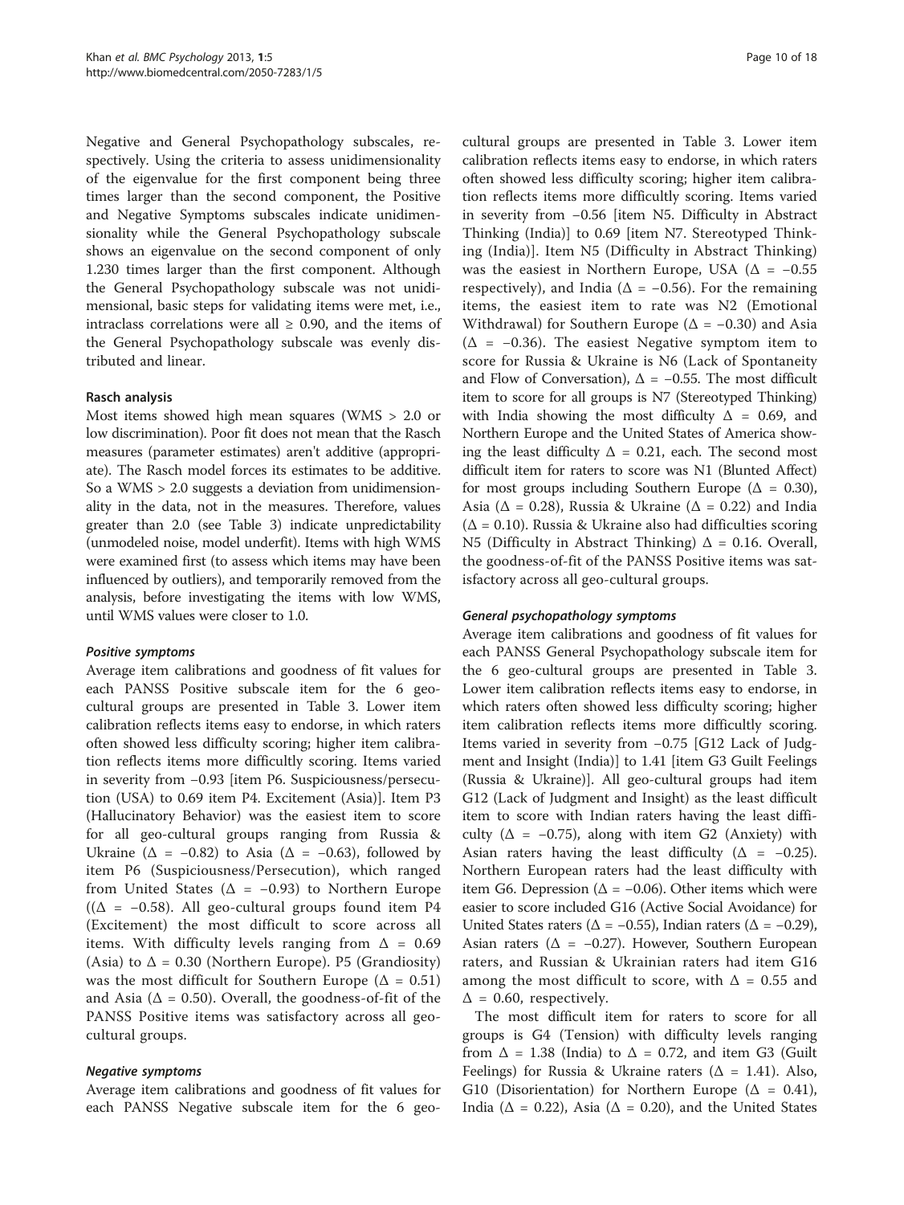Negative and General Psychopathology subscales, respectively. Using the criteria to assess unidimensionality of the eigenvalue for the first component being three times larger than the second component, the Positive and Negative Symptoms subscales indicate unidimensionality while the General Psychopathology subscale shows an eigenvalue on the second component of only 1.230 times larger than the first component. Although the General Psychopathology subscale was not unidimensional, basic steps for validating items were met, i.e., intraclass correlations were all ≥ 0.90, and the items of the General Psychopathology subscale was evenly distributed and linear.

#### Rasch analysis

Most items showed high mean squares (WMS > 2.0 or low discrimination). Poor fit does not mean that the Rasch measures (parameter estimates) aren't additive (appropriate). The Rasch model forces its estimates to be additive. So a WMS > 2.0 suggests a deviation from unidimensionality in the data, not in the measures. Therefore, values greater than 2.0 (see Table 3) indicate unpredictability (unmodeled noise, model underfit). Items with high WMS were examined first (to assess which items may have been influenced by outliers), and temporarily removed from the analysis, before investigating the items with low WMS, until WMS values were closer to 1.0.

##### *Positive symptoms*

Average item calibrations and goodness of fit values for each PANSS Positive subscale item for the 6 geo-cultural groups are presented in Table 3. Lower item calibration reflects items easy to endorse, in which raters often showed less difficulty scoring; higher item calibration reflects items more difficultly scoring. Items varied in severity from −0.93 [item P6. Suspiciousness/persecution (USA) to 0.69 item P4. Excitement (Asia)]. Item P3 (Hallucinatory Behavior) was the easiest item to score for all geo-cultural groups ranging from Russia & Ukraine (Δ = −0.82) to Asia (Δ = −0.63), followed by item P6 (Suspiciousness/Persecution), which ranged from United States (Δ = −0.93) to Northern Europe ((Δ = −0.58). All geo-cultural groups found item P4 (Excitement) the most difficult to score across all items. With difficulty levels ranging from Δ = 0.69 (Asia) to Δ = 0.30 (Northern Europe). P5 (Grandiosity) was the most difficult for Southern Europe (Δ = 0.51) and Asia (Δ = 0.50). Overall, the goodness-of-fit of the PANSS Positive items was satisfactory across all geo-cultural groups.

##### *Negative symptoms*

Average item calibrations and goodness of fit values for each PANSS Negative subscale item for the 6 geo-cultural groups are presented in Table 3. Lower item calibration reflects items easy to endorse, in which raters often showed less difficulty scoring; higher item calibration reflects items more difficultly scoring. Items varied in severity from −0.56 [item N5. Difficulty in Abstract Thinking (India)] to 0.69 [item N7. Stereotyped Thinking (India)]. Item N5 (Difficulty in Abstract Thinking) was the easiest in Northern Europe, USA (Δ = −0.55 respectively), and India (Δ = −0.56). For the remaining items, the easiest item to rate was N2 (Emotional Withdrawal) for Southern Europe (Δ = −0.30) and Asia (Δ = −0.36). The easiest Negative symptom item to score for Russia & Ukraine is N6 (Lack of Spontaneity and Flow of Conversation), Δ = −0.55. The most difficult item to score for all groups is N7 (Stereotyped Thinking) with India showing the most difficulty Δ = 0.69, and Northern Europe and the United States of America showing the least difficulty Δ = 0.21, each. The second most difficult item for raters to score was N1 (Blunted Affect) for most groups including Southern Europe (Δ = 0.30), Asia (Δ = 0.28), Russia & Ukraine (Δ = 0.22) and India (Δ = 0.10). Russia & Ukraine also had difficulties scoring N5 (Difficulty in Abstract Thinking) Δ = 0.16. Overall, the goodness-of-fit of the PANSS Positive items was satisfactory across all geo-cultural groups.

##### *General psychopathology symptoms*

Average item calibrations and goodness of fit values for each PANSS General Psychopathology subscale item for the 6 geo-cultural groups are presented in Table 3. Lower item calibration reflects items easy to endorse, in which raters often showed less difficulty scoring; higher item calibration reflects items more difficultly scoring. Items varied in severity from −0.75 [G12 Lack of Judgment and Insight (India)] to 1.41 [item G3 Guilt Feelings (Russia & Ukraine)]. All geo-cultural groups had item G12 (Lack of Judgment and Insight) as the least difficult item to score with Indian raters having the least difficulty (Δ = −0.75), along with item G2 (Anxiety) with Asian raters having the least difficulty (Δ = −0.25). Northern European raters had the least difficulty with item G6. Depression (Δ = −0.06). Other items which were easier to score included G16 (Active Social Avoidance) for United States raters (Δ = −0.55), Indian raters (Δ = −0.29), Asian raters (Δ = −0.27). However, Southern European raters, and Russian & Ukrainian raters had item G16 among the most difficult to score, with Δ = 0.55 and Δ = 0.60, respectively.

The most difficult item for raters to score for all groups is G4 (Tension) with difficulty levels ranging from Δ = 1.38 (India) to Δ = 0.72, and item G3 (Guilt Feelings) for Russia & Ukraine raters (Δ = 1.41). Also, G10 (Disorientation) for Northern Europe (Δ = 0.41), India (Δ = 0.22), Asia (Δ = 0.20), and the United States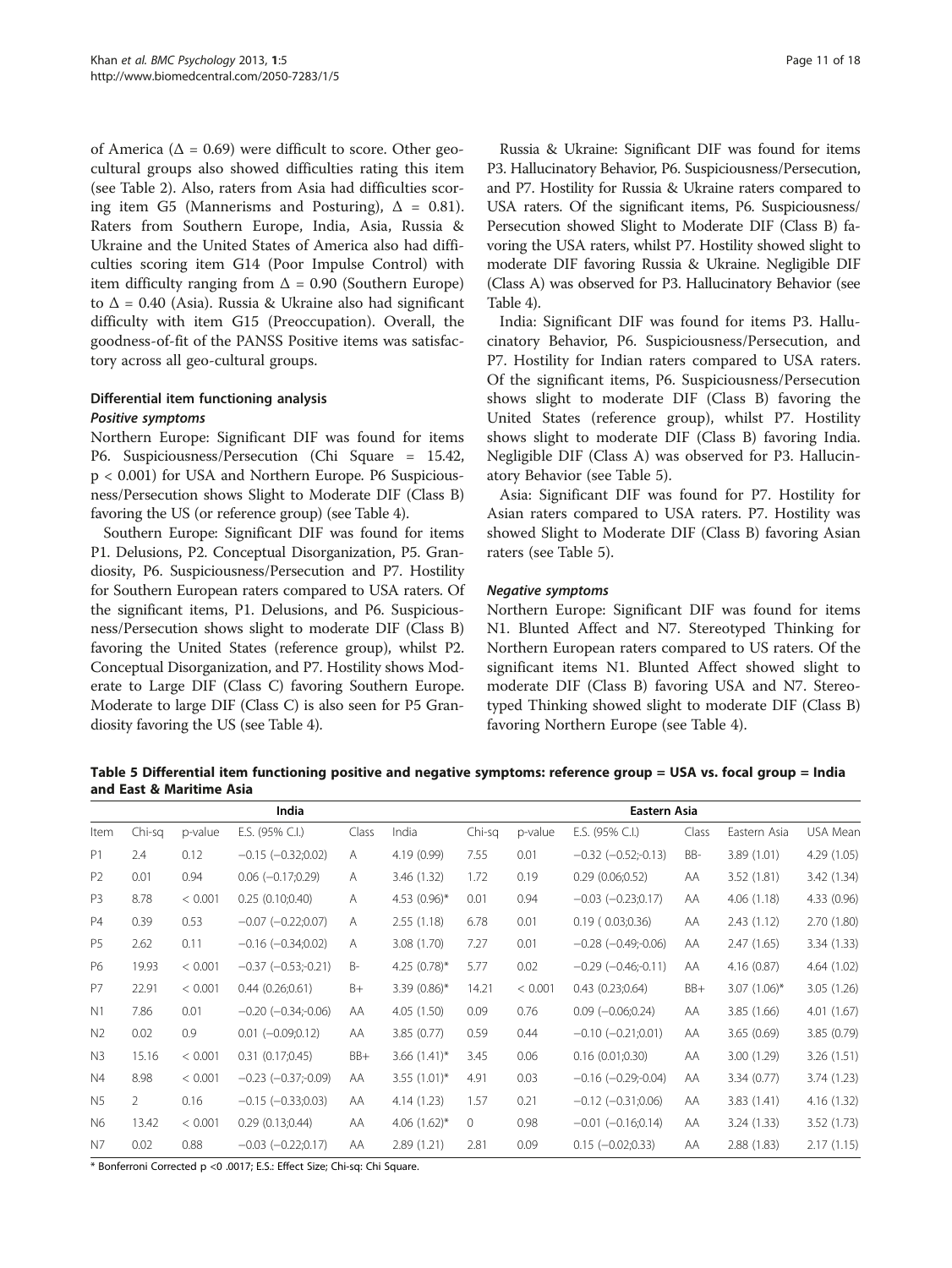of America ($\Delta = 0.69$) were difficult to score. Other geo-cultural groups also showed difficulties rating this item (see Table 2). Also, raters from Asia had difficulties scoring item G5 (Mannerisms and Posturing), $\Delta = 0.81$). Raters from Southern Europe, India, Asia, Russia & Ukraine and the United States of America also had difficulties scoring item G14 (Poor Impulse Control) with item difficulty ranging from $\Delta = 0.90$ (Southern Europe) to $\Delta = 0.40$ (Asia). Russia & Ukraine also had significant difficulty with item G15 (Preoccupation). Overall, the goodness-of-fit of the PANSS Positive items was satisfactory across all geo-cultural groups.

### Differential item functioning analysis

#### *Positive symptoms*

Northern Europe: Significant DIF was found for items P6. Suspiciousness/Persecution (Chi Square = 15.42, $p < 0.001$) for USA and Northern Europe. P6 Suspiciousness/Persecution shows Slight to Moderate DIF (Class B) favoring the US (or reference group) (see Table 4).

Southern Europe: Significant DIF was found for items P1. Delusions, P2. Conceptual Disorganization, P5. Grandiosity, P6. Suspiciousness/Persecution and P7. Hostility for Southern European raters compared to USA raters. Of the significant items, P1. Delusions, and P6. Suspiciousness/Persecution shows slight to moderate DIF (Class B) favoring the United States (reference group), whilst P2. Conceptual Disorganization, and P7. Hostility shows Moderate to Large DIF (Class C) favoring Southern Europe. Moderate to large DIF (Class C) is also seen for P5 Grandiosity favoring the US (see Table 4).

Russia & Ukraine: Significant DIF was found for items P3. Hallucinatory Behavior, P6. Suspiciousness/Persecution, and P7. Hostility for Russia & Ukraine raters compared to USA raters. Of the significant items, P6. Suspiciousness/Persecution showed Slight to Moderate DIF (Class B) favoring the USA raters, whilst P7. Hostility showed slight to moderate DIF favoring Russia & Ukraine. Negligible DIF (Class A) was observed for P3. Hallucinatory Behavior (see Table 4).

India: Significant DIF was found for items P3. Hallucinatory Behavior, P6. Suspiciousness/Persecution, and P7. Hostility for Indian raters compared to USA raters. Of the significant items, P6. Suspiciousness/Persecution shows slight to moderate DIF (Class B) favoring the United States (reference group), whilst P7. Hostility shows slight to moderate DIF (Class B) favoring India. Negligible DIF (Class A) was observed for P3. Hallucinatory Behavior (see Table 5).

Asia: Significant DIF was found for P7. Hostility for Asian raters compared to USA raters. P7. Hostility was showed Slight to Moderate DIF (Class B) favoring Asian raters (see Table 5).

#### *Negative symptoms*

Northern Europe: Significant DIF was found for items N1. Blunted Affect and N7. Stereotyped Thinking for Northern European raters compared to US raters. Of the significant items N1. Blunted Affect showed slight to moderate DIF (Class B) favoring USA and N7. Stereotyped Thinking showed slight to moderate DIF (Class B) favoring Northern Europe (see Table 4).

**Table 5 Differential item functioning positive and negative symptoms: reference group = USA vs. focal group = India and East & Maritime Asia**

| | India | | | | | Eastern Asia | | | | | |
|---|---|---|---|---|---|---|---|---|---|---|---|
| Item | Chi-sq | p-value | E.S. (95% C.I.) | Class | India | Chi-sq | p-value | E.S. (95% C.I.) | Class | Eastern Asia | USA Mean |
| P1 | 2.4 | 0.12 | −0.15 (−0.32;0.02) | A | 4.19 (0.99) | 7.55 | 0.01 | −0.32 (−0.52;-0.13) | BB- | 3.89 (1.01) | 4.29 (1.05) |
| P2 | 0.01 | 0.94 | 0.06 (−0.17;0.29) | A | 3.46 (1.32) | 1.72 | 0.19 | 0.29 (0.06;0.52) | AA | 3.52 (1.81) | 3.42 (1.34) |
| P3 | 8.78 | < 0.001 | 0.25 (0.10;0.40) | A | 4.53 (0.96)* | 0.01 | 0.94 | −0.03 (−0.23;0.17) | AA | 4.06 (1.18) | 4.33 (0.96) |
| P4 | 0.39 | 0.53 | −0.07 (−0.22;0.07) | A | 2.55 (1.18) | 6.78 | 0.01 | 0.19 ( 0.03;0.36) | AA | 2.43 (1.12) | 2.70 (1.80) |
| P5 | 2.62 | 0.11 | −0.16 (−0.34;0.02) | A | 3.08 (1.70) | 7.27 | 0.01 | −0.28 (−0.49;-0.06) | AA | 2.47 (1.65) | 3.34 (1.33) |
| P6 | 19.93 | < 0.001 | −0.37 (−0.53;-0.21) | B- | 4.25 (0.78)* | 5.77 | 0.02 | −0.29 (−0.46;-0.11) | AA | 4.16 (0.87) | 4.64 (1.02) |
| P7 | 22.91 | < 0.001 | 0.44 (0.26;0.61) | B+ | 3.39 (0.86)* | 14.21 | < 0.001 | 0.43 (0.23;0.64) | BB+ | 3.07 (1.06)* | 3.05 (1.26) |
| N1 | 7.86 | 0.01 | −0.20 (−0.34;-0.06) | AA | 4.05 (1.50) | 0.09 | 0.76 | 0.09 (−0.06;0.24) | AA | 3.85 (1.66) | 4.01 (1.67) |
| N2 | 0.02 | 0.9 | 0.01 (−0.09;0.12) | AA | 3.85 (0.77) | 0.59 | 0.44 | −0.10 (−0.21;0.01) | AA | 3.65 (0.69) | 3.85 (0.79) |
| N3 | 15.16 | < 0.001 | 0.31 (0.17;0.45) | BB+ | 3.66 (1.41)* | 3.45 | 0.06 | 0.16 (0.01;0.30) | AA | 3.00 (1.29) | 3.26 (1.51) |
| N4 | 8.98 | < 0.001 | −0.23 (−0.37;-0.09) | AA | 3.55 (1.01)* | 4.91 | 0.03 | −0.16 (−0.29;-0.04) | AA | 3.34 (0.77) | 3.74 (1.23) |
| N5 | 2 | 0.16 | −0.15 (−0.33;0.03) | AA | 4.14 (1.23) | 1.57 | 0.21 | −0.12 (−0.31;0.06) | AA | 3.83 (1.41) | 4.16 (1.32) |
| N6 | 13.42 | < 0.001 | 0.29 (0.13;0.44) | AA | 4.06 (1.62)* | 0 | 0.98 | −0.01 (−0.16;0.14) | AA | 3.24 (1.33) | 3.52 (1.73) |
| N7 | 0.02 | 0.88 | −0.03 (−0.22;0.17) | AA | 2.89 (1.21) | 2.81 | 0.09 | 0.15 (−0.02;0.33) | AA | 2.88 (1.83) | 2.17 (1.15) |

* Bonferroni Corrected p <0 .0017; E.S.: Effect Size; Chi-sq: Chi Square.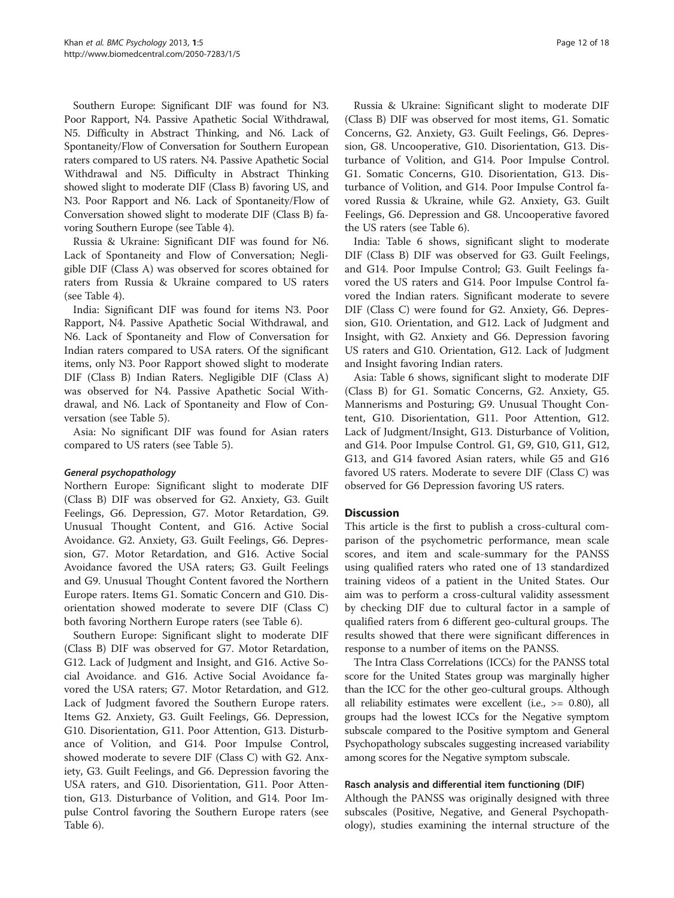Southern Europe: Significant DIF was found for N3. Poor Rapport, N4. Passive Apathetic Social Withdrawal, N5. Difficulty in Abstract Thinking, and N6. Lack of Spontaneity/Flow of Conversation for Southern European raters compared to US raters. N4. Passive Apathetic Social Withdrawal and N5. Difficulty in Abstract Thinking showed slight to moderate DIF (Class B) favoring US, and N3. Poor Rapport and N6. Lack of Spontaneity/Flow of Conversation showed slight to moderate DIF (Class B) favoring Southern Europe (see Table 4).

Russia & Ukraine: Significant DIF was found for N6. Lack of Spontaneity and Flow of Conversation; Negligible DIF (Class A) was observed for scores obtained for raters from Russia & Ukraine compared to US raters (see Table 4).

India: Significant DIF was found for items N3. Poor Rapport, N4. Passive Apathetic Social Withdrawal, and N6. Lack of Spontaneity and Flow of Conversation for Indian raters compared to USA raters. Of the significant items, only N3. Poor Rapport showed slight to moderate DIF (Class B) Indian Raters. Negligible DIF (Class A) was observed for N4. Passive Apathetic Social Withdrawal, and N6. Lack of Spontaneity and Flow of Conversation (see Table 5).

Asia: No significant DIF was found for Asian raters compared to US raters (see Table 5).

#### *General psychopathology*

Northern Europe: Significant slight to moderate DIF (Class B) DIF was observed for G2. Anxiety, G3. Guilt Feelings, G6. Depression, G7. Motor Retardation, G9. Unusual Thought Content, and G16. Active Social Avoidance. G2. Anxiety, G3. Guilt Feelings, G6. Depression, G7. Motor Retardation, and G16. Active Social Avoidance favored the USA raters; G3. Guilt Feelings and G9. Unusual Thought Content favored the Northern Europe raters. Items G1. Somatic Concern and G10. Disorientation showed moderate to severe DIF (Class C) both favoring Northern Europe raters (see Table 6).

Southern Europe: Significant slight to moderate DIF (Class B) DIF was observed for G7. Motor Retardation, G12. Lack of Judgment and Insight, and G16. Active Social Avoidance. and G16. Active Social Avoidance favored the USA raters; G7. Motor Retardation, and G12. Lack of Judgment favored the Southern Europe raters. Items G2. Anxiety, G3. Guilt Feelings, G6. Depression, G10. Disorientation, G11. Poor Attention, G13. Disturbance of Volition, and G14. Poor Impulse Control, showed moderate to severe DIF (Class C) with G2. Anxiety, G3. Guilt Feelings, and G6. Depression favoring the USA raters, and G10. Disorientation, G11. Poor Attention, G13. Disturbance of Volition, and G14. Poor Impulse Control favoring the Southern Europe raters (see Table 6).

Russia & Ukraine: Significant slight to moderate DIF (Class B) DIF was observed for most items, G1. Somatic Concerns, G2. Anxiety, G3. Guilt Feelings, G6. Depression, G8. Uncooperative, G10. Disorientation, G13. Disturbance of Volition, and G14. Poor Impulse Control. G1. Somatic Concerns, G10. Disorientation, G13. Disturbance of Volition, and G14. Poor Impulse Control favored Russia & Ukraine, while G2. Anxiety, G3. Guilt Feelings, G6. Depression and G8. Uncooperative favored the US raters (see Table 6).

India: Table 6 shows, significant slight to moderate DIF (Class B) DIF was observed for G3. Guilt Feelings, and G14. Poor Impulse Control; G3. Guilt Feelings favored the US raters and G14. Poor Impulse Control favored the Indian raters. Significant moderate to severe DIF (Class C) were found for G2. Anxiety, G6. Depression, G10. Orientation, and G12. Lack of Judgment and Insight, with G2. Anxiety and G6. Depression favoring US raters and G10. Orientation, G12. Lack of Judgment and Insight favoring Indian raters.

Asia: Table 6 shows, significant slight to moderate DIF (Class B) for G1. Somatic Concerns, G2. Anxiety, G5. Mannerisms and Posturing; G9. Unusual Thought Content, G10. Disorientation, G11. Poor Attention, G12. Lack of Judgment/Insight, G13. Disturbance of Volition, and G14. Poor Impulse Control. G1, G9, G10, G11, G12, G13, and G14 favored Asian raters, while G5 and G16 favored US raters. Moderate to severe DIF (Class C) was observed for G6 Depression favoring US raters.

## Discussion

This article is the first to publish a cross-cultural comparison of the psychometric performance, mean scale scores, and item and scale-summary for the PANSS using qualified raters who rated one of 13 standardized training videos of a patient in the United States. Our aim was to perform a cross-cultural validity assessment by checking DIF due to cultural factor in a sample of qualified raters from 6 different geo-cultural groups. The results showed that there were significant differences in response to a number of items on the PANSS.

The Intra Class Correlations (ICCs) for the PANSS total score for the United States group was marginally higher than the ICC for the other geo-cultural groups. Although all reliability estimates were excellent (i.e., >= 0.80), all groups had the lowest ICCs for the Negative symptom subscale compared to the Positive symptom and General Psychopathology subscales suggesting increased variability among scores for the Negative symptom subscale.

### Rasch analysis and differential item functioning (DIF)

Although the PANSS was originally designed with three subscales (Positive, Negative, and General Psychopathology), studies examining the internal structure of the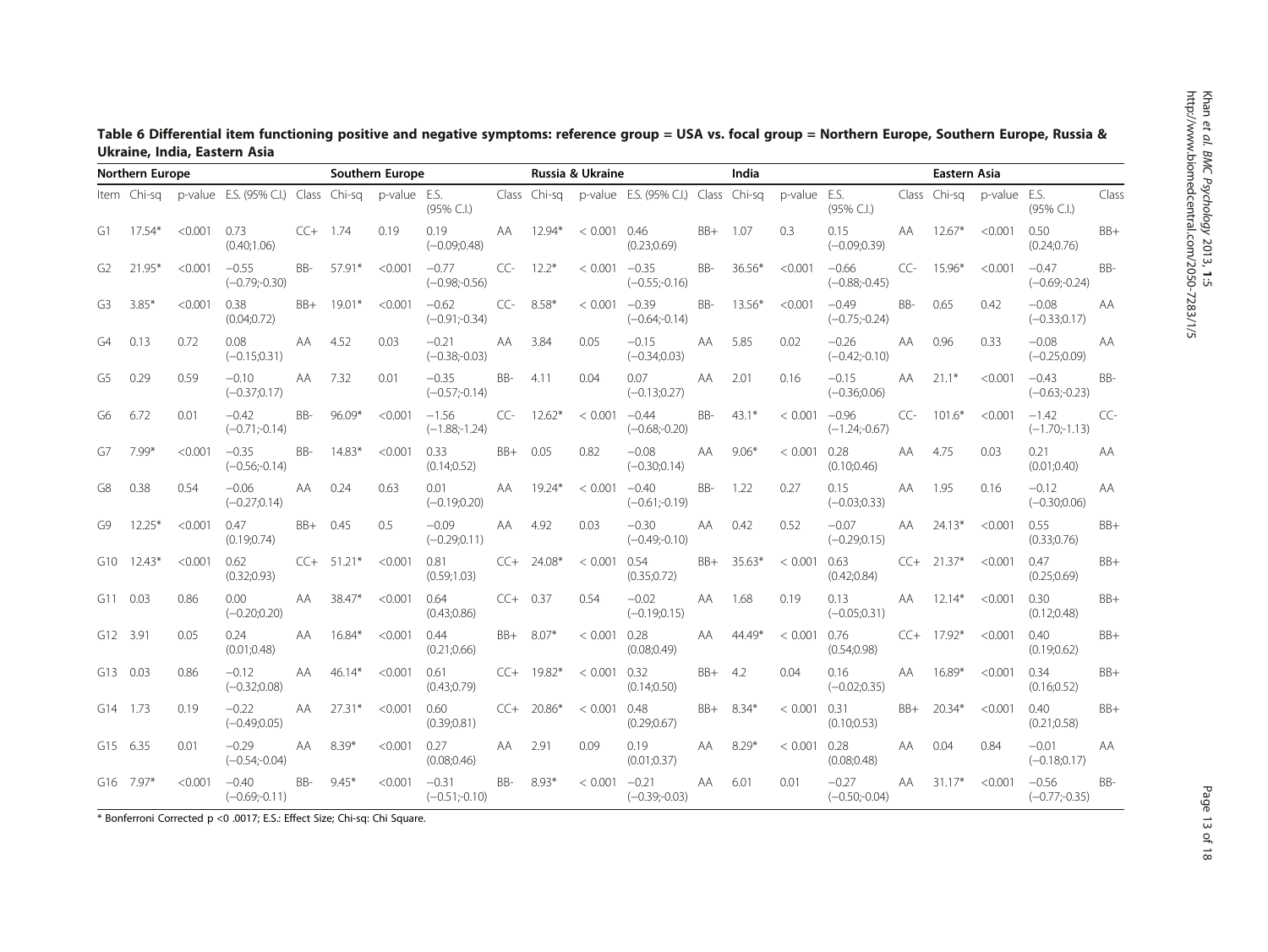**Table 6 Differential item functioning positive and negative symptoms: reference group = USA vs. focal group = Northern Europe, Southern Europe, Russia & Ukraine, India, Eastern Asia**

| | Northern Europe | | | | Southern Europe | | | | Russia & Ukraine | | | | India | | | | Eastern Asia | | | |
|---|---|---|---|---|---|---|---|---|---|---|---|---|---|---|---|---|---|---|---|---|
| Item | Chi-sq | p-value | E.S. (95% C.I.) | Class | Chi-sq | p-value | E.S. (95% C.I.) | Class | Chi-sq | p-value | E.S. (95% C.I.) | Class | Chi-sq | p-value | E.S. (95% C.I.) | Class | Chi-sq | p-value | E.S. (95% C.I.) | Class |
| G1 | 17.54* | <0.001 | 0.73 (0.40;1.06) | CC+ | 1.74 | 0.19 | 0.19 (−0.09;0.48) | AA | 12.94* | < 0.001 | 0.46 (0.23;0.69) | BB+ | 1.07 | 0.3 | 0.15 (−0.09;0.39) | AA | 12.67* | <0.001 | 0.50 (0.24;0.76) | BB+ |
| G2 | 21.95* | <0.001 | −0.55 (−0.79;-0.30) | BB- | 57.91* | <0.001 | −0.77 (−0.98;-0.56) | CC- | 12.2* | < 0.001 | −0.35 (−0.55;-0.16) | BB- | 36.56* | <0.001 | −0.66 (−0.88;-0.45) | CC- | 15.96* | <0.001 | −0.47 (−0.69;-0.24) | BB- |
| G3 | 3.85* | <0.001 | 0.38 (0.04;0.72) | BB+ | 19.01* | <0.001 | −0.62 (−0.91;-0.34) | CC- | 8.58* | < 0.001 | −0.39 (−0.64;-0.14) | BB- | 13.56* | <0.001 | −0.49 (−0.75;-0.24) | BB- | 0.65 | 0.42 | −0.08 (−0.33;0.17) | AA |
| G4 | 0.13 | 0.72 | 0.08 (−0.15;0.31) | AA | 4.52 | 0.03 | −0.21 (−0.38;-0.03) | AA | 3.84 | 0.05 | −0.15 (−0.34;0.03) | AA | 5.85 | 0.02 | −0.26 (−0.42;-0.10) | AA | 0.96 | 0.33 | −0.08 (−0.25;0.09) | AA |
| G5 | 0.29 | 0.59 | −0.10 (−0.37;0.17) | AA | 7.32 | 0.01 | −0.35 (−0.57;-0.14) | BB- | 4.11 | 0.04 | 0.07 (−0.13;0.27) | AA | 2.01 | 0.16 | −0.15 (−0.36;0.06) | AA | 21.1* | <0.001 | −0.43 (−0.63;-0.23) | BB- |
| G6 | 6.72 | 0.01 | −0.42 (−0.71;-0.14) | BB- | 96.09* | <0.001 | −1.56 (−1.88;-1.24) | CC- | 12.62* | < 0.001 | −0.44 (−0.68;-0.20) | BB- | 43.1* | < 0.001 | −0.96 (−1.24;-0.67) | CC- | 101.6* | <0.001 | −1.42 (−1.70;-1.13) | CC- |
| G7 | 7.99* | <0.001 | −0.35 (−0.56;-0.14) | BB- | 14.83* | <0.001 | 0.33 (0.14;0.52) | BB+ | 0.05 | 0.82 | −0.08 (−0.30;0.14) | AA | 9.06* | < 0.001 | 0.28 (0.10;0.46) | AA | 4.75 | 0.03 | 0.21 (0.01;0.40) | AA |
| G8 | 0.38 | 0.54 | −0.06 (−0.27;0.14) | AA | 0.24 | 0.63 | 0.01 (−0.19;0.20) | AA | 19.24* | < 0.001 | −0.40 (−0.61;-0.19) | BB- | 1.22 | 0.27 | 0.15 (−0.03;0.33) | AA | 1.95 | 0.16 | −0.12 (−0.30;0.06) | AA |
| G9 | 12.25* | <0.001 | 0.47 (0.19;0.74) | BB+ | 0.45 | 0.5 | −0.09 (−0.29;0.11) | AA | 4.92 | 0.03 | −0.30 (−0.49;-0.10) | AA | 0.42 | 0.52 | −0.07 (−0.29;0.15) | AA | 24.13* | <0.001 | 0.55 (0.33;0.76) | BB+ |
| G10 | 12.43* | <0.001 | 0.62 (0.32;0.93) | CC+ | 51.21* | <0.001 | 0.81 (0.59;1.03) | CC+ | 24.08* | < 0.001 | 0.54 (0.35;0.72) | BB+ | 35.63* | < 0.001 | 0.63 (0.42;0.84) | CC+ | 21.37* | <0.001 | 0.47 (0.25;0.69) | BB+ |
| G11 | 0.03 | 0.86 | 0.00 (−0.20;0.20) | AA | 38.47* | <0.001 | 0.64 (0.43;0.86) | CC+ | 0.37 | 0.54 | −0.02 (−0.19;0.15) | AA | 1.68 | 0.19 | 0.13 (−0.05;0.31) | AA | 12.14* | <0.001 | 0.30 (0.12;0.48) | BB+ |
| G12 | 3.91 | 0.05 | 0.24 (0.01;0.48) | AA | 16.84* | <0.001 | 0.44 (0.21;0.66) | BB+ | 8.07* | < 0.001 | 0.28 (0.08;0.49) | AA | 44.49* | < 0.001 | 0.76 (0.54;0.98) | CC+ | 17.92* | <0.001 | 0.40 (0.19;0.62) | BB+ |
| G13 | 0.03 | 0.86 | −0.12 (−0.32;0.08) | AA | 46.14* | <0.001 | 0.61 (0.43;0.79) | CC+ | 19.82* | < 0.001 | 0.32 (0.14;0.50) | BB+ | 4.2 | 0.04 | 0.16 (−0.02;0.35) | AA | 16.89* | <0.001 | 0.34 (0.16;0.52) | BB+ |
| G14 | 1.73 | 0.19 | −0.22 (−0.49;0.05) | AA | 27.31* | <0.001 | 0.60 (0.39;0.81) | CC+ | 20.86* | < 0.001 | 0.48 (0.29;0.67) | BB+ | 8.34* | < 0.001 | 0.31 (0.10;0.53) | BB+ | 20.34* | <0.001 | 0.40 (0.21;0.58) | BB+ |
| G15 | 6.35 | 0.01 | −0.29 (−0.54;-0.04) | AA | 8.39* | <0.001 | 0.27 (0.08;0.46) | AA | 2.91 | 0.09 | 0.19 (0.01;0.37) | AA | 8.29* | < 0.001 | 0.28 (0.08;0.48) | AA | 0.04 | 0.84 | −0.01 (−0.18;0.17) | AA |
| G16 | 7.97* | <0.001 | −0.40 (−0.69;-0.11) | BB- | 9.45* | <0.001 | −0.31 (−0.51;-0.10) | BB- | 8.93* | < 0.001 | −0.21 (−0.39;-0.03) | AA | 6.01 | 0.01 | −0.27 (−0.50;-0.04) | AA | 31.17* | <0.001 | −0.56 (−0.77;-0.35) | BB- |

* Bonferroni Corrected p <0 .0017; E.S.: Effect Size; Chi-sq: Chi Square.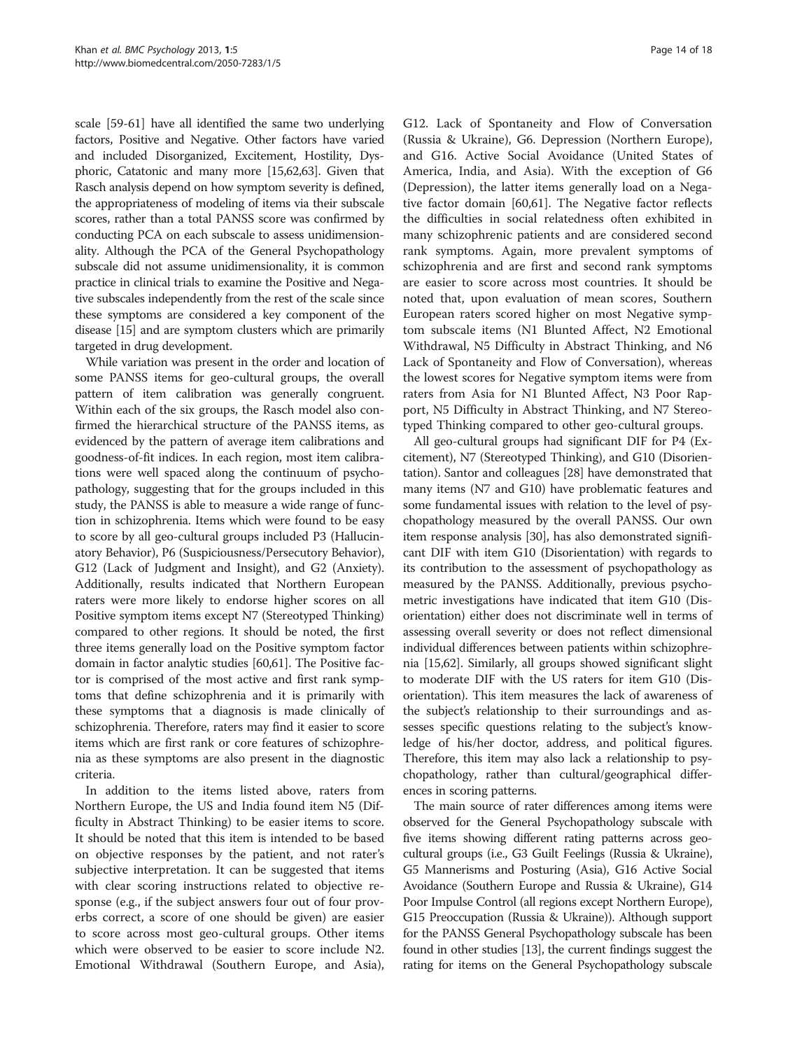scale [59-61] have all identified the same two underlying factors, Positive and Negative. Other factors have varied and included Disorganized, Excitement, Hostility, Dysphoric, Catatonic and many more [15,62,63]. Given that Rasch analysis depend on how symptom severity is defined, the appropriateness of modeling of items via their subscale scores, rather than a total PANSS score was confirmed by conducting PCA on each subscale to assess unidimensionality. Although the PCA of the General Psychopathology subscale did not assume unidimensionality, it is common practice in clinical trials to examine the Positive and Negative subscales independently from the rest of the scale since these symptoms are considered a key component of the disease [15] and are symptom clusters which are primarily targeted in drug development.

While variation was present in the order and location of some PANSS items for geo-cultural groups, the overall pattern of item calibration was generally congruent. Within each of the six groups, the Rasch model also confirmed the hierarchical structure of the PANSS items, as evidenced by the pattern of average item calibrations and goodness-of-fit indices. In each region, most item calibrations were well spaced along the continuum of psychopathology, suggesting that for the groups included in this study, the PANSS is able to measure a wide range of function in schizophrenia. Items which were found to be easy to score by all geo-cultural groups included P3 (Hallucinatory Behavior), P6 (Suspiciousness/Persecutory Behavior), G12 (Lack of Judgment and Insight), and G2 (Anxiety). Additionally, results indicated that Northern European raters were more likely to endorse higher scores on all Positive symptom items except N7 (Stereotyped Thinking) compared to other regions. It should be noted, the first three items generally load on the Positive symptom factor domain in factor analytic studies [60,61]. The Positive factor is comprised of the most active and first rank symptoms that define schizophrenia and it is primarily with these symptoms that a diagnosis is made clinically of schizophrenia. Therefore, raters may find it easier to score items which are first rank or core features of schizophrenia as these symptoms are also present in the diagnostic criteria.

In addition to the items listed above, raters from Northern Europe, the US and India found item N5 (Difficulty in Abstract Thinking) to be easier items to score. It should be noted that this item is intended to be based on objective responses by the patient, and not rater's subjective interpretation. It can be suggested that items with clear scoring instructions related to objective response (e.g., if the subject answers four out of four proverbs correct, a score of one should be given) are easier to score across most geo-cultural groups. Other items which were observed to be easier to score include N2. Emotional Withdrawal (Southern Europe, and Asia), G12. Lack of Spontaneity and Flow of Conversation (Russia & Ukraine), G6. Depression (Northern Europe), and G16. Active Social Avoidance (United States of America, India, and Asia). With the exception of G6 (Depression), the latter items generally load on a Negative factor domain [60,61]. The Negative factor reflects the difficulties in social relatedness often exhibited in many schizophrenic patients and are considered second rank symptoms. Again, more prevalent symptoms of schizophrenia and are first and second rank symptoms are easier to score across most countries. It should be noted that, upon evaluation of mean scores, Southern European raters scored higher on most Negative symptom subscale items (N1 Blunted Affect, N2 Emotional Withdrawal, N5 Difficulty in Abstract Thinking, and N6 Lack of Spontaneity and Flow of Conversation), whereas the lowest scores for Negative symptom items were from raters from Asia for N1 Blunted Affect, N3 Poor Rapport, N5 Difficulty in Abstract Thinking, and N7 Stereotyped Thinking compared to other geo-cultural groups.

All geo-cultural groups had significant DIF for P4 (Excitement), N7 (Stereotyped Thinking), and G10 (Disorientation). Santor and colleagues [28] have demonstrated that many items (N7 and G10) have problematic features and some fundamental issues with relation to the level of psychopathology measured by the overall PANSS. Our own item response analysis [30], has also demonstrated significant DIF with item G10 (Disorientation) with regards to its contribution to the assessment of psychopathology as measured by the PANSS. Additionally, previous psychometric investigations have indicated that item G10 (Disorientation) either does not discriminate well in terms of assessing overall severity or does not reflect dimensional individual differences between patients within schizophrenia [15,62]. Similarly, all groups showed significant slight to moderate DIF with the US raters for item G10 (Disorientation). This item measures the lack of awareness of the subject's relationship to their surroundings and assesses specific questions relating to the subject's knowledge of his/her doctor, address, and political figures. Therefore, this item may also lack a relationship to psychopathology, rather than cultural/geographical differences in scoring patterns.

The main source of rater differences among items were observed for the General Psychopathology subscale with five items showing different rating patterns across geo-cultural groups (i.e., G3 Guilt Feelings (Russia & Ukraine), G5 Mannerisms and Posturing (Asia), G16 Active Social Avoidance (Southern Europe and Russia & Ukraine), G14 Poor Impulse Control (all regions except Northern Europe), G15 Preoccupation (Russia & Ukraine)). Although support for the PANSS General Psychopathology subscale has been found in other studies [13], the current findings suggest the rating for items on the General Psychopathology subscale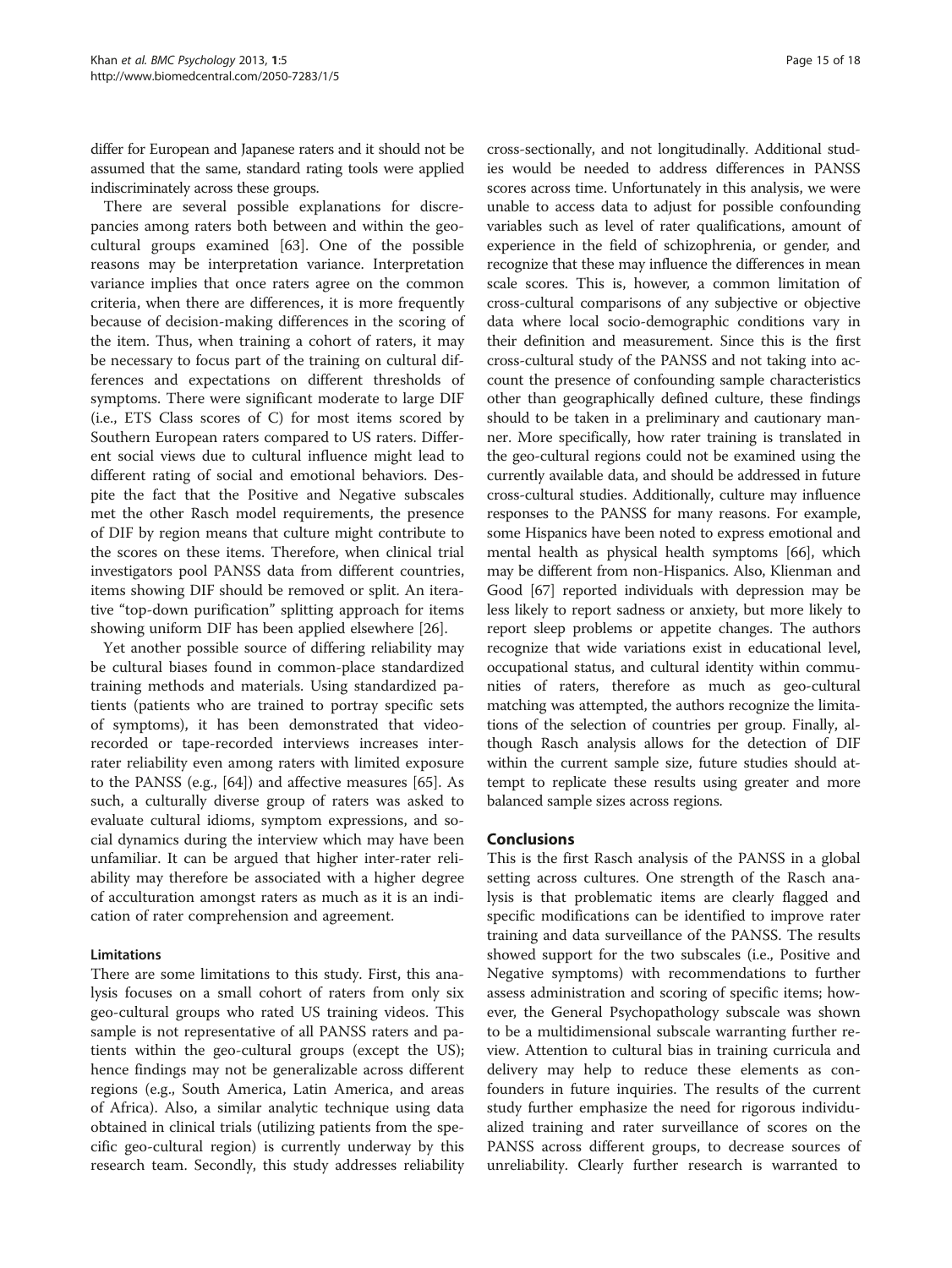differ for European and Japanese raters and it should not be assumed that the same, standard rating tools were applied indiscriminately across these groups.

There are several possible explanations for discrepancies among raters both between and within the geo-cultural groups examined [63]. One of the possible reasons may be interpretation variance. Interpretation variance implies that once raters agree on the common criteria, when there are differences, it is more frequently because of decision-making differences in the scoring of the item. Thus, when training a cohort of raters, it may be necessary to focus part of the training on cultural differences and expectations on different thresholds of symptoms. There were significant moderate to large DIF (i.e., ETS Class scores of C) for most items scored by Southern European raters compared to US raters. Different social views due to cultural influence might lead to different rating of social and emotional behaviors. Despite the fact that the Positive and Negative subscales met the other Rasch model requirements, the presence of DIF by region means that culture might contribute to the scores on these items. Therefore, when clinical trial investigators pool PANSS data from different countries, items showing DIF should be removed or split. An iterative "top-down purification" splitting approach for items showing uniform DIF has been applied elsewhere [26].

Yet another possible source of differing reliability may be cultural biases found in common-place standardized training methods and materials. Using standardized patients (patients who are trained to portray specific sets of symptoms), it has been demonstrated that video-recorded or tape-recorded interviews increases inter-rater reliability even among raters with limited exposure to the PANSS (e.g., [64]) and affective measures [65]. As such, a culturally diverse group of raters was asked to evaluate cultural idioms, symptom expressions, and social dynamics during the interview which may have been unfamiliar. It can be argued that higher inter-rater reliability may therefore be associated with a higher degree of acculturation amongst raters as much as it is an indication of rater comprehension and agreement.

### Limitations

There are some limitations to this study. First, this analysis focuses on a small cohort of raters from only six geo-cultural groups who rated US training videos. This sample is not representative of all PANSS raters and patients within the geo-cultural groups (except the US); hence findings may not be generalizable across different regions (e.g., South America, Latin America, and areas of Africa). Also, a similar analytic technique using data obtained in clinical trials (utilizing patients from the specific geo-cultural region) is currently underway by this research team. Secondly, this study addresses reliability cross-sectionally, and not longitudinally. Additional studies would be needed to address differences in PANSS scores across time. Unfortunately in this analysis, we were unable to access data to adjust for possible confounding variables such as level of rater qualifications, amount of experience in the field of schizophrenia, or gender, and recognize that these may influence the differences in mean scale scores. This is, however, a common limitation of cross-cultural comparisons of any subjective or objective data where local socio-demographic conditions vary in their definition and measurement. Since this is the first cross-cultural study of the PANSS and not taking into account the presence of confounding sample characteristics other than geographically defined culture, these findings should to be taken in a preliminary and cautionary manner. More specifically, how rater training is translated in the geo-cultural regions could not be examined using the currently available data, and should be addressed in future cross-cultural studies. Additionally, culture may influence responses to the PANSS for many reasons. For example, some Hispanics have been noted to express emotional and mental health as physical health symptoms [66], which may be different from non-Hispanics. Also, Klienman and Good [67] reported individuals with depression may be less likely to report sadness or anxiety, but more likely to report sleep problems or appetite changes. The authors recognize that wide variations exist in educational level, occupational status, and cultural identity within communities of raters, therefore as much as geo-cultural matching was attempted, the authors recognize the limitations of the selection of countries per group. Finally, although Rasch analysis allows for the detection of DIF within the current sample size, future studies should attempt to replicate these results using greater and more balanced sample sizes across regions.

## Conclusions

This is the first Rasch analysis of the PANSS in a global setting across cultures. One strength of the Rasch analysis is that problematic items are clearly flagged and specific modifications can be identified to improve rater training and data surveillance of the PANSS. The results showed support for the two subscales (i.e., Positive and Negative symptoms) with recommendations to further assess administration and scoring of specific items; however, the General Psychopathology subscale was shown to be a multidimensional subscale warranting further review. Attention to cultural bias in training curricula and delivery may help to reduce these elements as confounders in future inquiries. The results of the current study further emphasize the need for rigorous individualized training and rater surveillance of scores on the PANSS across different groups, to decrease sources of unreliability. Clearly further research is warranted to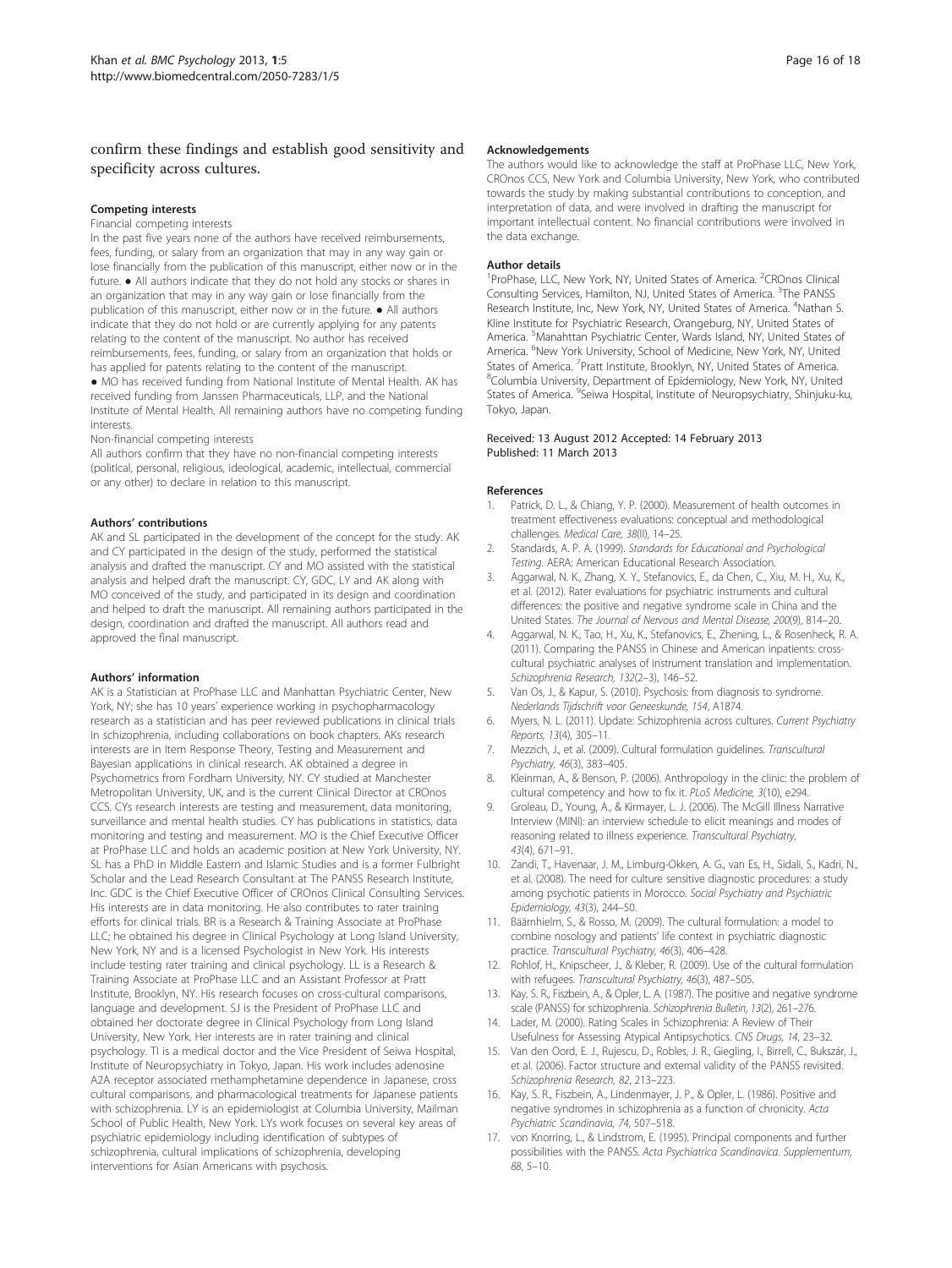confirm these findings and establish good sensitivity and specificity across cultures.

#### Competing interests

Financial competing interests

In the past five years none of the authors have received reimbursements, fees, funding, or salary from an organization that may in any way gain or lose financially from the publication of this manuscript, either now or in the future. • All authors indicate that they do not hold any stocks or shares in an organization that may in any way gain or lose financially from the publication of this manuscript, either now or in the future. • All authors indicate that they do not hold or are currently applying for any patents relating to the content of the manuscript. No author has received reimbursements, fees, funding, or salary from an organization that holds or has applied for patents relating to the content of the manuscript.

• MO has received funding from National Institute of Mental Health. AK has received funding from Janssen Pharmaceuticals, LLP, and the National Institute of Mental Health. All remaining authors have no competing funding interests.

Non-financial competing interests

All authors confirm that they have no non-financial competing interests (political, personal, religious, ideological, academic, intellectual, commercial or any other) to declare in relation to this manuscript.

#### Authors' contributions

AK and SL participated in the development of the concept for the study. AK and CY participated in the design of the study, performed the statistical analysis and drafted the manuscript. CY and MO assisted with the statistical analysis and helped draft the manuscript. CY, GDC, LY and AK along with MO conceived of the study, and participated in its design and coordination and helped to draft the manuscript. All remaining authors participated in the design, coordination and drafted the manuscript. All authors read and approved the final manuscript.

#### Authors' information

AK is a Statistician at ProPhase LLC and Manhattan Psychiatric Center, New York, NY; she has 10 years' experience working in psychopharmacology research as a statistician and has peer reviewed publications in clinical trials in schizophrenia, including collaborations on book chapters. AKs research interests are in Item Response Theory, Testing and Measurement and Bayesian applications in clinical research. AK obtained a degree in Psychometrics from Fordham University, NY. CY studied at Manchester Metropolitan University, UK, and is the current Clinical Director at CROnos CCS. CYs research interests are testing and measurement, data monitoring, surveillance and mental health studies. CY has publications in statistics, data monitoring and testing and measurement. MO is the Chief Executive Officer at ProPhase LLC and holds an academic position at New York University, NY. SL has a PhD in Middle Eastern and Islamic Studies and is a former Fulbright Scholar and the Lead Research Consultant at The PANSS Research Institute, Inc. GDC is the Chief Executive Officer of CROnos Clinical Consulting Services. His interests are in data monitoring. He also contributes to rater training efforts for clinical trials. BR is a Research & Training Associate at ProPhase LLC; he obtained his degree in Clinical Psychology at Long Island University, New York, NY and is a licensed Psychologist in New York. His interests include testing rater training and clinical psychology. LL is a Research & Training Associate at ProPhase LLC and an Assistant Professor at Pratt Institute, Brooklyn, NY. His research focuses on cross-cultural comparisons, language and development. SJ is the President of ProPhase LLC and obtained her doctorate degree in Clinical Psychology from Long Island University, New York. Her interests are in rater training and clinical psychology. TI is a medical doctor and the Vice President of Seiwa Hospital, Institute of Neuropsychiatry in Tokyo, Japan. His work includes adenosine A2A receptor associated methamphetamine dependence in Japanese, cross cultural comparisons, and pharmacological treatments for Japanese patients with schizophrenia. LY is an epidemiologist at Columbia University, Mailman School of Public Health, New York. LYs work focuses on several key areas of psychiatric epidemiology including identification of subtypes of schizophrenia, cultural implications of schizophrenia, developing interventions for Asian Americans with psychosis.

#### Acknowledgements

The authors would like to acknowledge the staff at ProPhase LLC, New York, CROnos CCS, New York and Columbia University, New York, who contributed towards the study by making substantial contributions to conception, and interpretation of data, and were involved in drafting the manuscript for important intellectual content. No financial contributions were involved in the data exchange.

#### Author details

[1]ProPhase, LLC, New York, NY, United States of America. [2]CROnos Clinical Consulting Services, Hamilton, NJ, United States of America. [3]The PANSS Research Institute, Inc, New York, NY, United States of America. [4]Nathan S. Kline Institute for Psychiatric Research, Orangeburg, NY, United States of America. [5]Manahttan Psychiatric Center, Wards Island, NY, United States of America. [6]New York University, School of Medicine, New York, NY, United States of America. [7]Pratt Institute, Brooklyn, NY, United States of America. [8]Columbia University, Department of Epidemiology, New York, NY, United States of America. [9]Seiwa Hospital, Institute of Neuropsychiatry, Shinjuku-ku, Tokyo, Japan.

Received: 13 August 2012 Accepted: 14 February 2013
Published: 11 March 2013

#### References

1. Patrick, D. L., & Chiang, Y. P. (2000). Measurement of health outcomes in treatment effectiveness evaluations: conceptual and methodological challenges. *Medical Care, 38*(II), 14–25.
2. Standards, A. P. A. (1999). *Standards for Educational and Psychological Testing*. AERA: American Educational Research Association.
3. Aggarwal, N. K., Zhang, X. Y., Stefanovics, E., da Chen, C., Xiu, M. H., Xu, K., et al. (2012). Rater evaluations for psychiatric instruments and cultural differences: the positive and negative syndrome scale in China and the United States. *The Journal of Nervous and Mental Disease, 200*(9), 814–20.
4. Aggarwal, N. K., Tao, H., Xu, K., Stefanovics, E., Zhening, L., & Rosenheck, R. A. (2011). Comparing the PANSS in Chinese and American inpatients: cross-cultural psychiatric analyses of instrument translation and implementation. *Schizophrenia Research, 132*(2–3), 146–52.
5. Van Os, J., & Kapur, S. (2010). Psychosis: from diagnosis to syndrome. *Nederlands Tijdschrift voor Geneeskunde, 154*, A1874.
6. Myers, N. L. (2011). Update: Schizophrenia across cultures. *Current Psychiatry Reports, 13*(4), 305–11.
7. Mezzich, J., et al. (2009). Cultural formulation guidelines. *Transcultural Psychiatry, 46*(3), 383–405.
8. Kleinman, A., & Benson, P. (2006). Anthropology in the clinic: the problem of cultural competency and how to fix it. *PLoS Medicine, 3*(10), e294.
9. Groleau, D., Young, A., & Kirmayer, L. J. (2006). The McGill Illness Narrative Interview (MINI): an interview schedule to elicit meanings and modes of reasoning related to illness experience. *Transcultural Psychiatry, 43*(4), 671–91.
10. Zandi, T., Havenaar, J. M., Limburg-Okken, A. G., van Es, H., Sidali, S., Kadri, N., et al. (2008). The need for culture sensitive diagnostic procedures: a study among psychotic patients in Morocco. *Social Psychiatry and Psychiatric Epidemiology, 43*(3), 244–50.
11. Bäärnhielm, S., & Rosso, M. (2009). The cultural formulation: a model to combine nosology and patients' life context in psychiatric diagnostic practice. *Transcultural Psychiatry, 46*(3), 406–428.
12. Rohlof, H., Knipscheer, J., & Kleber, R. (2009). Use of the cultural formulation with refugees. *Transcultural Psychiatry, 46*(3), 487–505.
13. Kay, S. R., Fiszbein, A., & Opler, L. A. (1987). The positive and negative syndrome scale (PANSS) for schizophrenia. *Schizophrenia Bulletin, 13*(2), 261–276.
14. Lader, M. (2000). Rating Scales in Schizophrenia: A Review of Their Usefulness for Assessing Atypical Antipsychotics. *CNS Drugs, 14*, 23–32.
15. Van den Oord, E. J., Rujescu, D., Robles, J. R., Giegling, I., Birrell, C., Bukszár, J., et al. (2006). Factor structure and external validity of the PANSS revisited. *Schizophrenia Research, 82*, 213–223.
16. Kay, S. R., Fiszbein, A., Lindenmayer, J. P., & Opler, L. (1986). Positive and negative syndromes in schizophrenia as a function of chronicity. *Acta Psychiatric Scandinavia, 74*, 507–518.
17. von Knorring, L., & Lindstrom, E. (1995). Principal components and further possibilities with the PANSS. *Acta Psychiatrica Scandinavica. Supplementum, 88*, 5–10.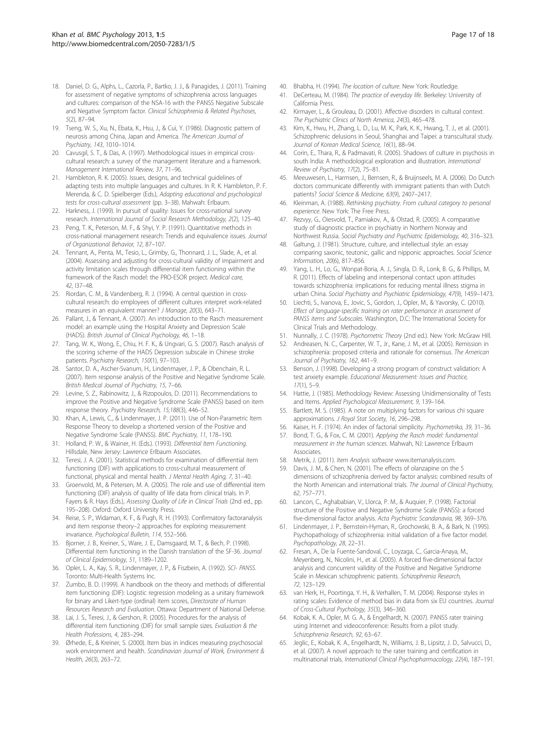18. Daniel, D. G., Alphs, L., Cazorla, P., Bartko, J. J., & Panagides, J. (2011). Training for assessment of negative symptoms of schizophrenia across languages and cultures: comparison of the NSA-16 with the PANSS Negative Subscale and Negative Symptom factor. *Clinical Schizophrenia & Related Psychoses, 5*(2), 87–94.
19. Tseng, W. S., Xu, N., Ebata, K., Hsu, J., & Cui, Y. (1986). Diagnostic pattern of neurosis among China, Japan and America. *The American Journal of Psychiatry, 143*, 1010–1014.
20. Cavusgil, S. T., & Das, A. (1997). Methodological issues in empirical cross-cultural research: a survey of the management literature and a framework. *Management International Review, 37*, 71–96.
21. Hambleton, R. K. (2005). Issues, designs, and technical guidelines of adapting tests into multiple languages and cultures. In R. K. Hambleton, P. F. Merenda, & C. D. Spielberger (Eds.), *Adapting educational and psychological tests for cross-cultural assessment* (pp. 3–38). Mahwah: Erlbaum.
22. Harkness, J. (1999). In pursuit of quality: Issues for cross-national survey research. *International Journal of Social Research Methodology, 2*(2), 125–40.
23. Peng, T. K., Peterson, M. F., & Shyi, Y. P. (1991). Quantitative methods in cross-national management research: Trends and equivalence issues. *Journal of Organizational Behavior, 12*, 87–107.
24. Tennant, A., Penta, M., Tesio, L., Grimby, G., Thonnard, J. L., Slade, A., et al. (2004). Assessing and adjusting for cross-cultural validity of impairment and activity limitation scales through differential item functioning within the framework of the Rasch model: the PRO-ESOR project. *Medical care, 42*, I37–48.
25. Riordan, C. M., & Vandenberg, R. J. (1994). A central question in cross-cultural research: do employees of different cultures interpret work-related measures in an equivalent manner? *J Manage, 20*(3), 643–71.
26. Pallant, J., & Tennant, A. (2007). An introduction to the Rasch measurement model: an example using the Hospital Anxiety and Depression Scale (HADS). *British Journal of Clinical Psychology, 46*, 1–18.
27. Tang, W. K., Wong, E., Chiu, H. F. K., & Ungvari, G. S. (2007). Rasch analysis of the scoring scheme of the HADS Depression subscale in Chinese stroke patients. *Psychiatry Research, 150*(1), 97–103.
28. Santor, D. A., Ascher-Svanum, H., Lindenmayer, J. P., & Obenchain, R. L. (2007). Item response analysis of the Positive and Negative Syndrome Scale. *British Medical Journal of Psychiatry, 15*, 7–66.
29. Levine, S. Z., Rabinowitz, J., & Rizopoulos, D. (2011). Recommendations to improve the Positive and Negative Syndrome Scale (PANSS) based on item response theory. *Psychiatry Research, 15;188*(3), 446–52.
30. Khan, A., Lewis, C., & Lindenmayer, J. P. (2011). Use of Non-Parametric Item Response Theory to develop a shortened version of the Positive and Negative Syndrome Scale (PANSS). *BMC Psychiatry, 11*, 178–190.
31. Holland, P. W., & Wainer, H. (Eds.). (1993). *Differential Item Functioning*. Hillsdale, New Jersey: Lawrence Erlbaum Associates.
32. Teresi, J. A. (2001). Statistical methods for examination of differential item functioning (DIF) with applications to cross-cultural measurement of functional, physical and mental health. *J Mental Health Aging, 7*, 31–40.
33. Groenvold, M., & Petersen, M. A. (2005). The role and use of differential item functioning (DIF) analysis of quality of life data from clinical trials. In P. Fayers & R. Hays (Eds.), *Assessing Quality of Life in Clinical Trials* (2nd ed., pp. 195–208). Oxford: Oxford University Press.
34. Reise, S. P., Widaman, K. F., & Pugh, R. H. (1993). Confirmatory factoranalysis and item response theory–2 approaches for exploring measurement invariance. *Psychological Bulletin, 114*, 552–566.
35. Bjorner, J. B., Kreiner, S., Ware, J. E., Damsgaard, M. T., & Bech, P. (1998). Differential item functioning in the Danish translation of the SF-36. *Journal of Clinical Epidemiology, 51*, 1189–1202.
36. Opler, L. A., Kay, S. R., Lindenmayer, J. P., & Fiszbein, A. (1992). *SCI- PANSS*. Toronto: Multi-Health Systems Inc.
37. Zumbo, B. D. (1999). A handbook on the theory and methods of differential item functioning (DIF): Logistic regression modeling as a unitary framework for binary and Likert-type (ordinal) item scores, *Directorate of Human Resources Research and Evaluation*. Ottawa: Department of National Defense.
38. Lai, J. S., Teresi, J., & Gershon, R. (2005). Procedures for the analysis of differential item functioning (DIF) for small sample sizes. *Evaluation & the Health Professions, 4*, 283–294.
39. Ørhede, E., & Kreiner, S. (2000). Item bias in indices measuring psychosocial work environment and health. *Scandinavian Journal of Work, Environment & Health, 26*(3), 263–72.
40. Bhabha, H. (1994). *The location of culture*. New York: Routledge.
41. DeCerteau, M. (1984). *The practice of everyday life*. Berkeley: University of California Press.
42. Kirmayer, L., & Grouleau, D. (2001). Affective disorders in cultural context. *The Psychiatric Clinics of North America, 24*(3), 465–478.
43. Kim, K., Hwu, H., Zhang, L. D., Lu, M. K., Park, K. K., Hwang, T. J., et al. (2001). Schizophrenic delusions in Seoul, Shanghai and Taipei: a transcultural study. *Journal of Korean Medical Science, 16*(1), 88–94.
44. Corin, E., Thara, R., & Padmavati, R. (2005). Shadows of culture in psychosis in south India: A methodological exploration and illustration. *International Review of Psychiatry, 17*(2), 75–81.
45. Meeuwesen, L., Harmsen, J., Bernsen, R., & Bruijnseels, M. A. (2006). Do Dutch doctors communicate differently with immigrant patients than with Dutch patients? *Social Science & Medicine, 63*(9), 2407–2417.
46. Kleinman, A. (1988). *Rethinking psychiatry. From cultural category to personal experience*. New York: The Free Press.
47. Rezvyy, G., Oiesvold, T., Parniakov, A., & Olstad, R. (2005). A comparative study of diagnostic practice in psychiatry in Northern Norway and Northwest Russia. *Social Psychiatry and Psychiatric Epidemiology, 40*, 316–323.
48. Galtung, J. (1981). Structure, culture, and intellectual style: an essay comparing saxonic, teutonic, gallic and nipponic approaches. *Social Science Information, 20*(6), 817–856.
49. Yang, L. H., Lo, G., Wonpat-Boria, A. J., Singla, D. R., Lonk, B. G., & Phillips, M. R. (2011). Effects of labeling and interpersonal contact upon attitudes towards schizophrenia: implications for reducing mental illness stigma in urban China. *Social Psychiatry and Psychiatric Epidemiology, 47*(9), 1459–1473.
50. Liechti, S., Ivanova, E., Jovic, S., Gordon, J., Opler, M., & Yavorsky, C. (2010). *Effect of language-specific training on rater performance in assessment of PANSS items and Subscales*. Washington, D.C: The International Society for Clinical Trials and Methodology.
51. Nunnally, J. C. (1978). *Psychometric Theory* (2nd ed.). New York: McGraw Hill.
52. Andreasen, N. C., Carpenter, W. T., Jr., Kane, J. M., et al. (2005). Remission in schizophrenia: proposed criteria and rationale for consensus. *The American Journal of Psychiatry, 162*, 441–9.
53. Benson, J. (1998). Developing a strong program of construct validation: A test anxiety example. *Educational Measurement: Issues and Practice, 17*(1), 5–9.
54. Hattie, J. (1985). Methodology Review: Assessing Unidimensionality of Tests and Items. *Applied Psychological Measurement, 9*, 139–164.
55. Bartlett, M. S. (1985). A note on multiplying factors for various chi square approximations. *J Royal Stat Society, 16*, 296–298.
56. Kaiser, H. F. (1974). An index of factorial simplicity. *Psychometrika, 39*, 31–36.
57. Bond, T. G., & Fox, C. M. (2001). *Applying the Rasch model: fundamental measurement in the human sciences*. Mahwah, NJ: Lawrence Erlbaum Associates.
58. Metrik, J. (2011). *Item Analysis software* www.itemanalysis.com.
59. Davis, J. M., & Chen, N. (2001). The effects of olanzapine on the 5 dimensions of schizophrenia derived by factor analysis: combined results of the North American and international trials. *The Journal of Clinical Psychiatry, 62*, 757–771.
60. Lancon, C., Aghababian, V., Llorca, P. M., & Auquier, P. (1998). Factorial structure of the Positive and Negative Syndrome Scale (PANSS): a forced five-dimensional factor analysis. *Acta Psychiatric Scandanavia, 98*, 369–376.
61. Lindenmayer, J. P., Bernstein-Hyman, R., Grochowski, B. A., & Bark, N. (1995). Psychopathology of schizophrenia: initial validation of a five factor model. *Psychopathology, 28*, 22–31.
62. Fresan, A., De la Fuente-Sandoval, C., Loyzaga, C., Garcia-Anaya, M., Meyenberg, N., Nicolini, H., et al. (2005). A forced five-dimensional factor analysis and concurrent validity of the Positive and Negative Syndrome Scale in Mexican schizophrenic patients. *Schizophrenia Research, 72*, 123–129.
63. van Herk, H., Poortinga, Y. H., & Verhallen, T. M. (2004). Response styles in rating scales: Evidence of method bias in data from six EU countries. *Journal of Cross-Cultural Psychology, 35*(3), 346–360.
64. Kobak, K. A., Opler, M. G. A., & Engelhardt, N. (2007). PANSS rater training using Internet and videoconference: Results from a pilot study. *Schizophrenia Research, 92*, 63–67.
65. Jeglic, E., Kobak, K. A., Engelhardt, N., Williams, J. B., Lipsitz, J. D., Salvucci, D., et al. (2007). A novel approach to the rater training and certification in multinational trials. *International Clinical Psychopharmacology, 22*(4), 187–191.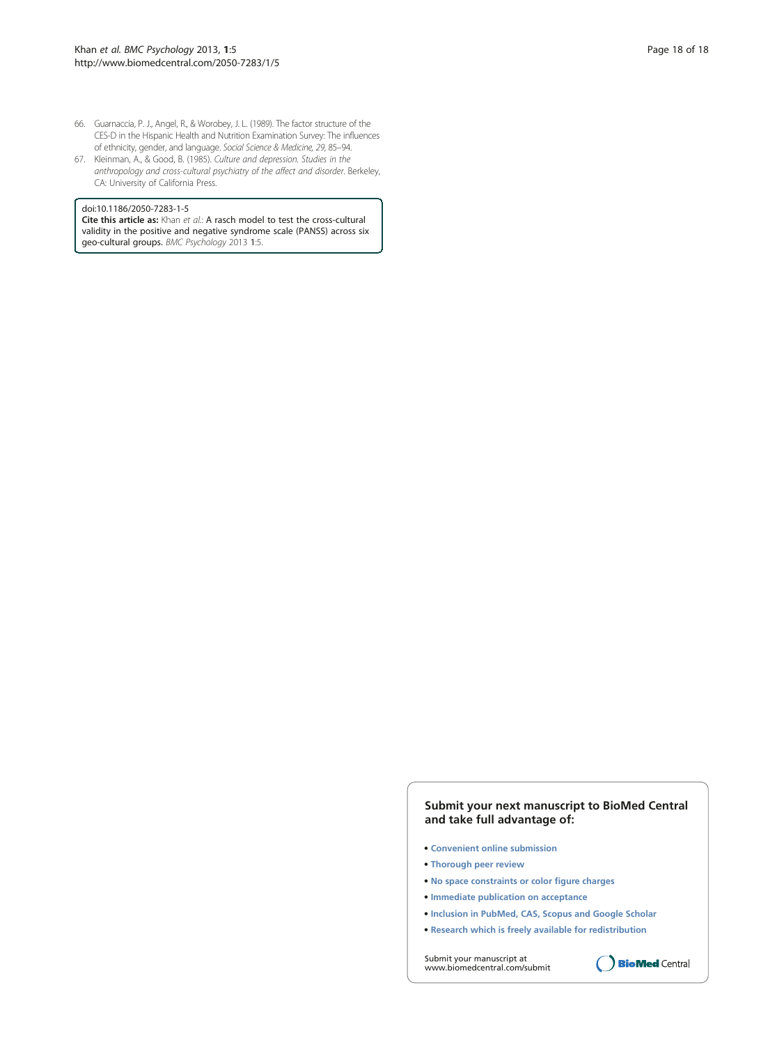66. Guarnaccia, P. J., Angel, R., & Worobey, J. L. (1989). The factor structure of the CES-D in the Hispanic Health and Nutrition Examination Survey: The influences of ethnicity, gender, and language. *Social Science & Medicine, 29*, 85–94.
67. Kleinman, A., & Good, B. (1985). *Culture and depression. Studies in the anthropology and cross-cultural psychiatry of the affect and disorder*. Berkeley, CA: University of California Press.

doi:10.1186/2050-7283-1-5

**Cite this article as:** Khan *et al.*: A rasch model to test the cross-cultural validity in the positive and negative syndrome scale (PANSS) across six geo-cultural groups. *BMC Psychology* 2013 **1**:5.

**Submit your next manuscript to BioMed Central and take full advantage of:**

- **Convenient online submission**
- **Thorough peer review**
- **No space constraints or color figure charges**
- **Immediate publication on acceptance**
- **Inclusion in PubMed, CAS, Scopus and Google Scholar**
- **Research which is freely available for redistribution**

Submit your manuscript at www.biomedcentral.com/submit

BioMed Central